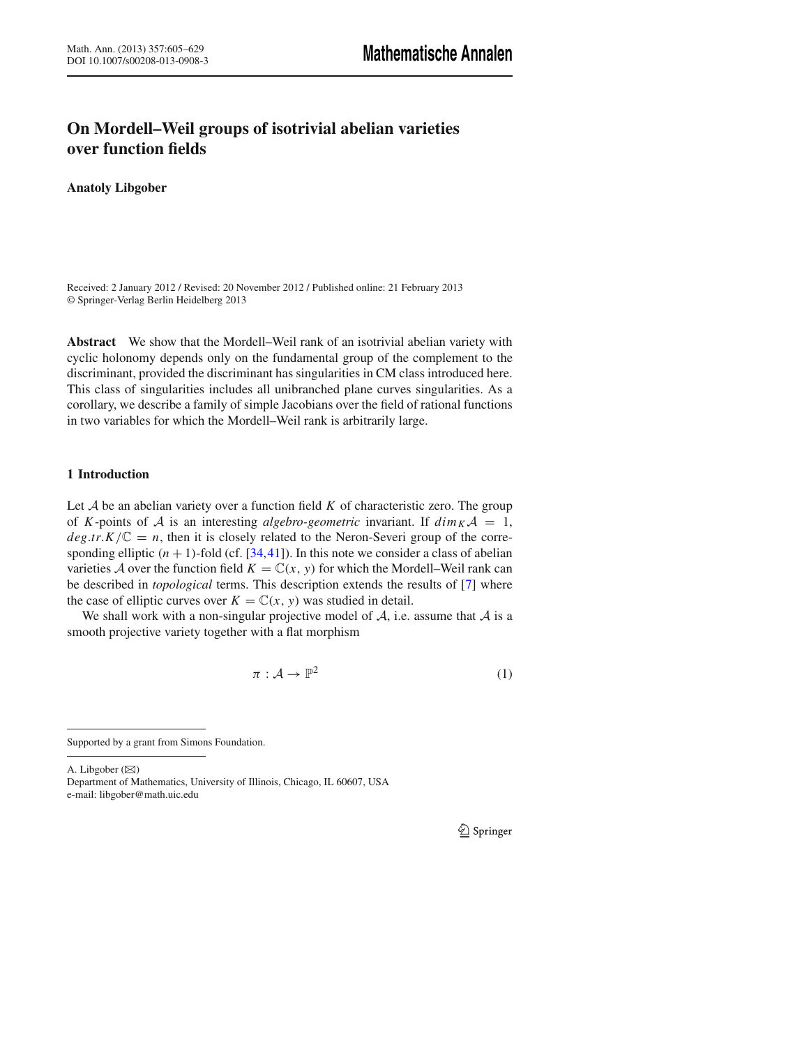# On Mordell–Weil groups of isotrivial abelian varieties over function fields

**Anatoly Libgober**

Received: 2 January 2012 / Revised: 20 November 2012 / Published online: 21 February 2013
© Springer-Verlag Berlin Heidelberg 2013

**Abstract** We show that the Mordell–Weil rank of an isotrivial abelian variety with cyclic holonomy depends only on the fundamental group of the complement to the discriminant, provided the discriminant has singularities in CM class introduced here. This class of singularities includes all unibranched plane curves singularities. As a corollary, we describe a family of simple Jacobians over the field of rational functions in two variables for which the Mordell–Weil rank is arbitrarily large.

## 1 Introduction

Let $\mathcal{A}$ be an abelian variety over a function field $K$ of characteristic zero. The group of $K$-points of $\mathcal{A}$ is an interesting *algebro-geometric* invariant. If $dim_K \mathcal{A} = 1$, $deg.tr.K/\mathbb{C} = n$, then it is closely related to the Neron-Severi group of the corresponding elliptic $(n+1)$-fold (cf. [34,41]). In this note we consider a class of abelian varieties $\mathcal{A}$ over the function field $K = \mathbb{C}(x, y)$ for which the Mordell–Weil rank can be described in *topological* terms. This description extends the results of [7] where the case of elliptic curves over $K = \mathbb{C}(x, y)$ was studied in detail.

We shall work with a non-singular projective model of $\mathcal{A}$, i.e. assume that $\mathcal{A}$ is a smooth projective variety together with a flat morphism

$$\pi : \mathcal{A} \to \mathbb{P}^2 \tag{1}$$

---

Supported by a grant from Simons Foundation.

A. Libgober (✉)
Department of Mathematics, University of Illinois, Chicago, IL 60607, USA
e-mail: libgober@math.uic.edu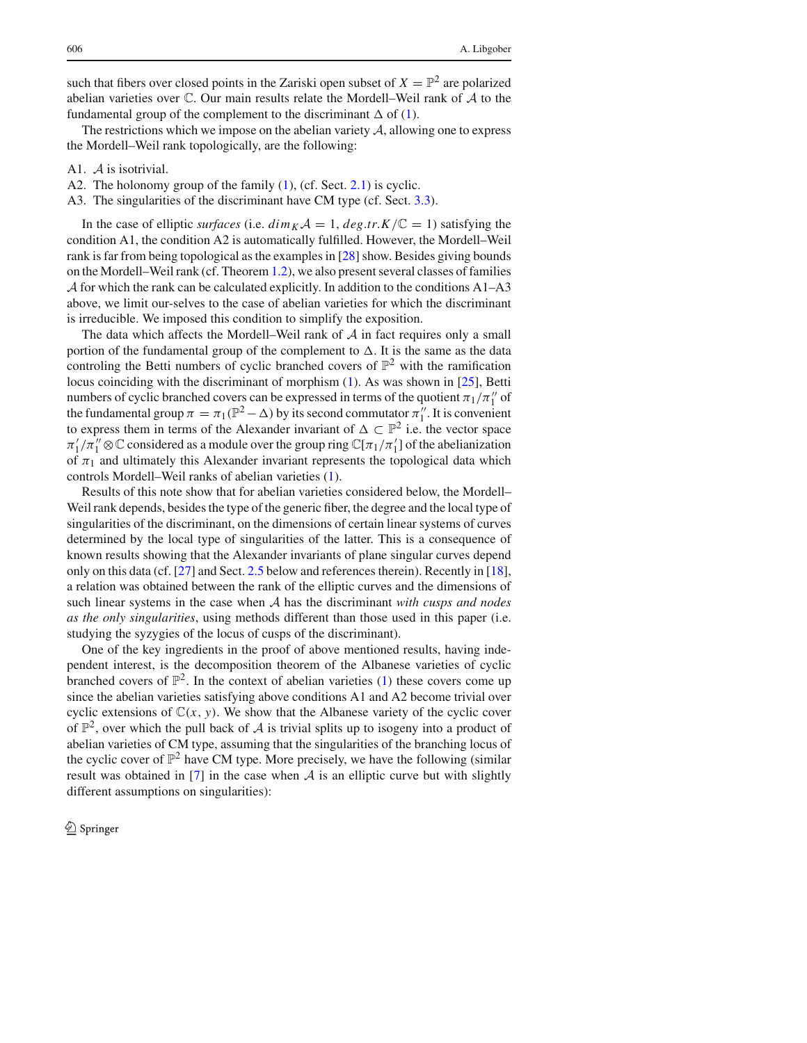such that fibers over closed points in the Zariski open subset of $X = \mathbb{P}^2$ are polarized abelian varieties over $\mathbb{C}$. Our main results relate the Mordell–Weil rank of $\mathcal{A}$ to the fundamental group of the complement to the discriminant $\Delta$ of (1).

The restrictions which we impose on the abelian variety $\mathcal{A}$, allowing one to express the Mordell–Weil rank topologically, are the following:

A1. $\mathcal{A}$ is isotrivial.
A2. The holonomy group of the family (1), (cf. Sect. 2.1) is cyclic.
A3. The singularities of the discriminant have CM type (cf. Sect. 3.3).

In the case of elliptic *surfaces* (i.e. $dim_K \mathcal{A} = 1$, $deg.tr.K/\mathbb{C} = 1$) satisfying the condition A1, the condition A2 is automatically fulfilled. However, the Mordell–Weil rank is far from being topological as the examples in [28] show. Besides giving bounds on the Mordell–Weil rank (cf. Theorem 1.2), we also present several classes of families $\mathcal{A}$ for which the rank can be calculated explicitly. In addition to the conditions A1–A3 above, we limit our-selves to the case of abelian varieties for which the discriminant is irreducible. We imposed this condition to simplify the exposition.

The data which affects the Mordell–Weil rank of $\mathcal{A}$ in fact requires only a small portion of the fundamental group of the complement to $\Delta$. It is the same as the data controling the Betti numbers of cyclic branched covers of $\mathbb{P}^2$ with the ramification locus coinciding with the discriminant of morphism (1). As was shown in [25], Betti numbers of cyclic branched covers can be expressed in terms of the quotient $\pi_1/\pi_1''$ of the fundamental group $\pi = \pi_1(\mathbb{P}^2 - \Delta)$ by its second commutator $\pi_1''$. It is convenient to express them in terms of the Alexander invariant of $\Delta \subset \mathbb{P}^2$ i.e. the vector space $\pi_1'/\pi_1'' \otimes \mathbb{C}$ considered as a module over the group ring $\mathbb{C}[\pi_1/\pi_1']$ of the abelianization of $\pi_1$ and ultimately this Alexander invariant represents the topological data which controls Mordell–Weil ranks of abelian varieties (1).

Results of this note show that for abelian varieties considered below, the Mordell–Weil rank depends, besides the type of the generic fiber, the degree and the local type of singularities of the discriminant, on the dimensions of certain linear systems of curves determined by the local type of singularities of the latter. This is a consequence of known results showing that the Alexander invariants of plane singular curves depend only on this data (cf. [27] and Sect. 2.5 below and references therein). Recently in [18], a relation was obtained between the rank of the elliptic curves and the dimensions of such linear systems in the case when $\mathcal{A}$ has the discriminant *with cusps and nodes as the only singularities*, using methods different than those used in this paper (i.e. studying the syzygies of the locus of cusps of the discriminant).

One of the key ingredients in the proof of above mentioned results, having independent interest, is the decomposition theorem of the Albanese varieties of cyclic branched covers of $\mathbb{P}^2$. In the context of abelian varieties (1) these covers come up since the abelian varieties satisfying above conditions A1 and A2 become trivial over cyclic extensions of $\mathbb{C}(x, y)$. We show that the Albanese variety of the cyclic cover of $\mathbb{P}^2$, over which the pull back of $\mathcal{A}$ is trivial splits up to isogeny into a product of abelian varieties of CM type, assuming that the singularities of the branching locus of the cyclic cover of $\mathbb{P}^2$ have CM type. More precisely, we have the following (similar result was obtained in [7] in the case when $\mathcal{A}$ is an elliptic curve but with slightly different assumptions on singularities):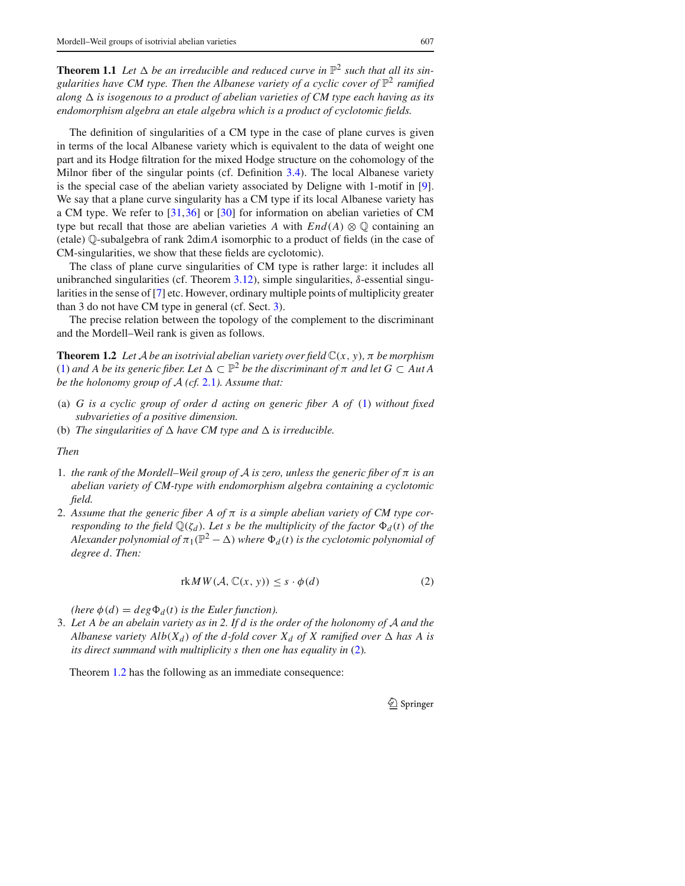**Theorem 1.1** *Let $\Delta$ be an irreducible and reduced curve in $\mathbb{P}^2$ such that all its singularities have CM type. Then the Albanese variety of a cyclic cover of $\mathbb{P}^2$ ramified along $\Delta$ is isogenous to a product of abelian varieties of CM type each having as its endomorphism algebra an etale algebra which is a product of cyclotomic fields.*

The definition of singularities of a CM type in the case of plane curves is given in terms of the local Albanese variety which is equivalent to the data of weight one part and its Hodge filtration for the mixed Hodge structure on the cohomology of the Milnor fiber of the singular points (cf. Definition 3.4). The local Albanese variety is the special case of the abelian variety associated by Deligne with 1-motif in [9]. We say that a plane curve singularity has a CM type if its local Albanese variety has a CM type. We refer to [31,36] or [30] for information on abelian varieties of CM type but recall that those are abelian varieties $A$ with $End(A) \otimes \mathbb{Q}$ containing an (etale) $\mathbb{Q}$-subalgebra of rank $2\dim A$ isomorphic to a product of fields (in the case of CM-singularities, we show that these fields are cyclotomic).

The class of plane curve singularities of CM type is rather large: it includes all unibranched singularities (cf. Theorem 3.12), simple singularities, $\delta$-essential singularities in the sense of [7] etc. However, ordinary multiple points of multiplicity greater than 3 do not have CM type in general (cf. Sect. 3).

The precise relation between the topology of the complement to the discriminant and the Mordell–Weil rank is given as follows.

**Theorem 1.2** *Let $\mathcal{A}$ be an isotrivial abelian variety over field $\mathbb{C}(x, y)$, $\pi$ be morphism (1) and $A$ be its generic fiber. Let $\Delta \subset \mathbb{P}^2$ be the discriminant of $\pi$ and let $G \subset Aut\, A$ be the holonomy group of $\mathcal{A}$ (cf. 2.1). Assume that:*

- (a) *$G$ is a cyclic group of order $d$ acting on generic fiber $A$ of (1) without fixed subvarieties of a positive dimension.*
- (b) *The singularities of $\Delta$ have CM type and $\Delta$ is irreducible.*

*Then*

1. *the rank of the Mordell–Weil group of $\mathcal{A}$ is zero, unless the generic fiber of $\pi$ is an abelian variety of CM-type with endomorphism algebra containing a cyclotomic field.*
2. *Assume that the generic fiber $A$ of $\pi$ is a simple abelian variety of CM type corresponding to the field $\mathbb{Q}(\zeta_d)$. Let $s$ be the multiplicity of the factor $\Phi_d(t)$ of the Alexander polynomial of $\pi_1(\mathbb{P}^2 - \Delta)$ where $\Phi_d(t)$ is the cyclotomic polynomial of degree $d$. Then:*

$$\mathrm{rk} MW(\mathcal{A}, \mathbb{C}(x, y)) \leq s \cdot \phi(d) \tag{2}$$

   *(here $\phi(d) = deg\, \Phi_d(t)$ is the Euler function).*
3. *Let $A$ be an abelain variety as in 2. If $d$ is the order of the holonomy of $\mathcal{A}$ and the Albanese variety $Alb(X_d)$ of the $d$-fold cover $X_d$ of $X$ ramified over $\Delta$ has $A$ is its direct summand with multiplicity $s$ then one has equality in (2).*

Theorem 1.2 has the following as an immediate consequence: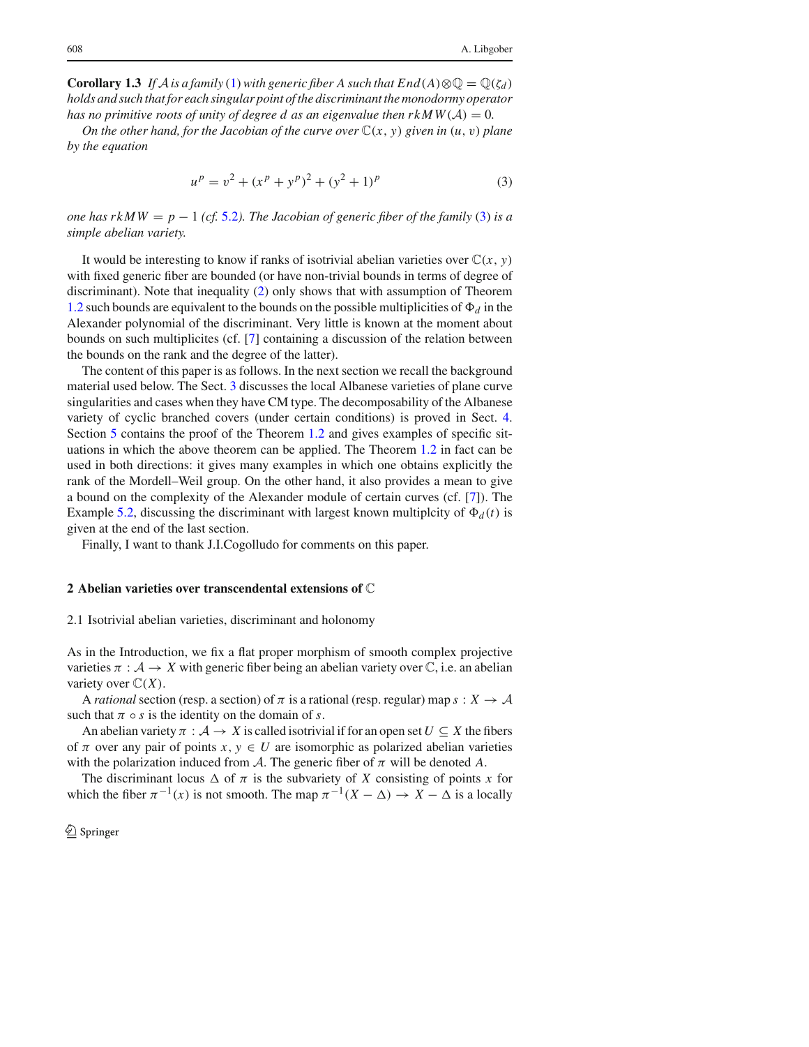**Corollary 1.3** *If $\mathcal{A}$ is a family* (1) *with generic fiber $A$ such that $End(A) \otimes \mathbb{Q} = \mathbb{Q}(\zeta_d)$ holds and such that for each singular point of the discriminant the monodormy operator has no primitive roots of unity of degree $d$ as an eigenvalue then $rkMW(\mathcal{A}) = 0$.*

*On the other hand, for the Jacobian of the curve over $\mathbb{C}(x, y)$ given in $(u, v)$ plane by the equation*

$$u^p = v^2 + (x^p + y^p)^2 + (y^2 + 1)^p \tag{3}$$

*one has $rkMW = p - 1$ (cf. 5.2). The Jacobian of generic fiber of the family* (3) *is a simple abelian variety.*

It would be interesting to know if ranks of isotrivial abelian varieties over $\mathbb{C}(x, y)$ with fixed generic fiber are bounded (or have non-trivial bounds in terms of degree of discriminant). Note that inequality (2) only shows that with assumption of Theorem 1.2 such bounds are equivalent to the bounds on the possible multiplicities of $\Phi_d$ in the Alexander polynomial of the discriminant. Very little is known at the moment about bounds on such multiplicites (cf. [7] containing a discussion of the relation between the bounds on the rank and the degree of the latter).

The content of this paper is as follows. In the next section we recall the background material used below. The Sect. 3 discusses the local Albanese varieties of plane curve singularities and cases when they have CM type. The decomposability of the Albanese variety of cyclic branched covers (under certain conditions) is proved in Sect. 4. Section 5 contains the proof of the Theorem 1.2 and gives examples of specific situations in which the above theorem can be applied. The Theorem 1.2 in fact can be used in both directions: it gives many examples in which one obtains explicitly the rank of the Mordell–Weil group. On the other hand, it also provides a mean to give a bound on the complexity of the Alexander module of certain curves (cf. [7]). The Example 5.2, discussing the discriminant with largest known multiplcity of $\Phi_d(t)$ is given at the end of the last section.

Finally, I want to thank J.I.Cogolludo for comments on this paper.

## 2 Abelian varieties over transcendental extensions of $\mathbb{C}$

### 2.1 Isotrivial abelian varieties, discriminant and holonomy

As in the Introduction, we fix a flat proper morphism of smooth complex projective varieties $\pi : \mathcal{A} \to X$ with generic fiber being an abelian variety over $\mathbb{C}$, i.e. an abelian variety over $\mathbb{C}(X)$.

A *rational* section (resp. a section) of $\pi$ is a rational (resp. regular) map $s : X \to \mathcal{A}$ such that $\pi \circ s$ is the identity on the domain of $s$.

An abelian variety $\pi : \mathcal{A} \to X$ is called isotrivial if for an open set $U \subseteq X$ the fibers of $\pi$ over any pair of points $x, y \in U$ are isomorphic as polarized abelian varieties with the polarization induced from $\mathcal{A}$. The generic fiber of $\pi$ will be denoted $A$.

The discriminant locus $\Delta$ of $\pi$ is the subvariety of $X$ consisting of points $x$ for which the fiber $\pi^{-1}(x)$ is not smooth. The map $\pi^{-1}(X - \Delta) \to X - \Delta$ is a locally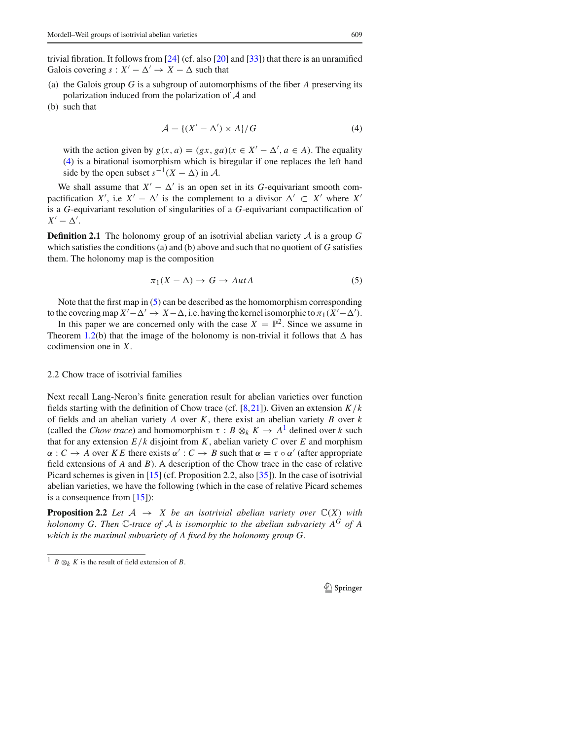trivial fibration. It follows from [24] (cf. also [20] and [33]) that there is an unramified Galois covering $s : X' - \Delta' \to X - \Delta$ such that

(a) the Galois group $G$ is a subgroup of automorphisms of the fiber $A$ preserving its polarization induced from the polarization of $\mathcal{A}$ and
(b) such that

$$\mathcal{A} = \{(X' - \Delta') \times A\}/G \tag{4}$$

with the action given by $g(x, a) = (gx, ga)(x \in X' - \Delta', a \in A)$. The equality (4) is a birational isomorphism which is biregular if one replaces the left hand side by the open subset $s^{-1}(X - \Delta)$ in $\mathcal{A}$.

We shall assume that $X' - \Delta'$ is an open set in its $G$-equivariant smooth compactification $X'$, i.e $X' - \Delta'$ is the complement to a divisor $\Delta' \subset X'$ where $X'$ is a $G$-equivariant resolution of singularities of a $G$-equivariant compactification of $X' - \Delta'$.

**Definition 2.1** The holonomy group of an isotrivial abelian variety $\mathcal{A}$ is a group $G$ which satisfies the conditions (a) and (b) above and such that no quotient of $G$ satisfies them. The holonomy map is the composition

$$\pi_1(X - \Delta) \to G \to Aut A \tag{5}$$

Note that the first map in (5) can be described as the homomorphism corresponding to the covering map $X' - \Delta' \to X - \Delta$, i.e. having the kernel isomorphic to $\pi_1(X' - \Delta')$.

In this paper we are concerned only with the case $X = \mathbb{P}^2$. Since we assume in Theorem 1.2(b) that the image of the holonomy is non-trivial it follows that $\Delta$ has codimension one in $X$.

### 2.2 Chow trace of isotrivial families

Next recall Lang-Neron's finite generation result for abelian varieties over function fields starting with the definition of Chow trace (cf. [8,21]). Given an extension $K/k$ of fields and an abelian variety $A$ over $K$, there exist an abelian variety $B$ over $k$ (called the *Chow trace*) and homomorphism $\tau : B \otimes_k K \to A$[1] defined over $k$ such that for any extension $E/k$ disjoint from $K$, abelian variety $C$ over $E$ and morphism $\alpha : C \to A$ over $KE$ there exists $\alpha' : C \to B$ such that $\alpha = \tau \circ \alpha'$ (after appropriate field extensions of $A$ and $B$). A description of the Chow trace in the case of relative Picard schemes is given in [15] (cf. Proposition 2.2, also [35]). In the case of isotrivial abelian varieties, we have the following (which in the case of relative Picard schemes is a consequence from [15]):

**Proposition 2.2** *Let $\mathcal{A} \to X$ be an isotrivial abelian variety over $\mathbb{C}(X)$ with holonomy $G$. Then $\mathbb{C}$-trace of $\mathcal{A}$ is isomorphic to the abelian subvariety $A^G$ of $A$ which is the maximal subvariety of $A$ fixed by the holonomy group $G$.*

[1] $B \otimes_k K$ is the result of field extension of $B$.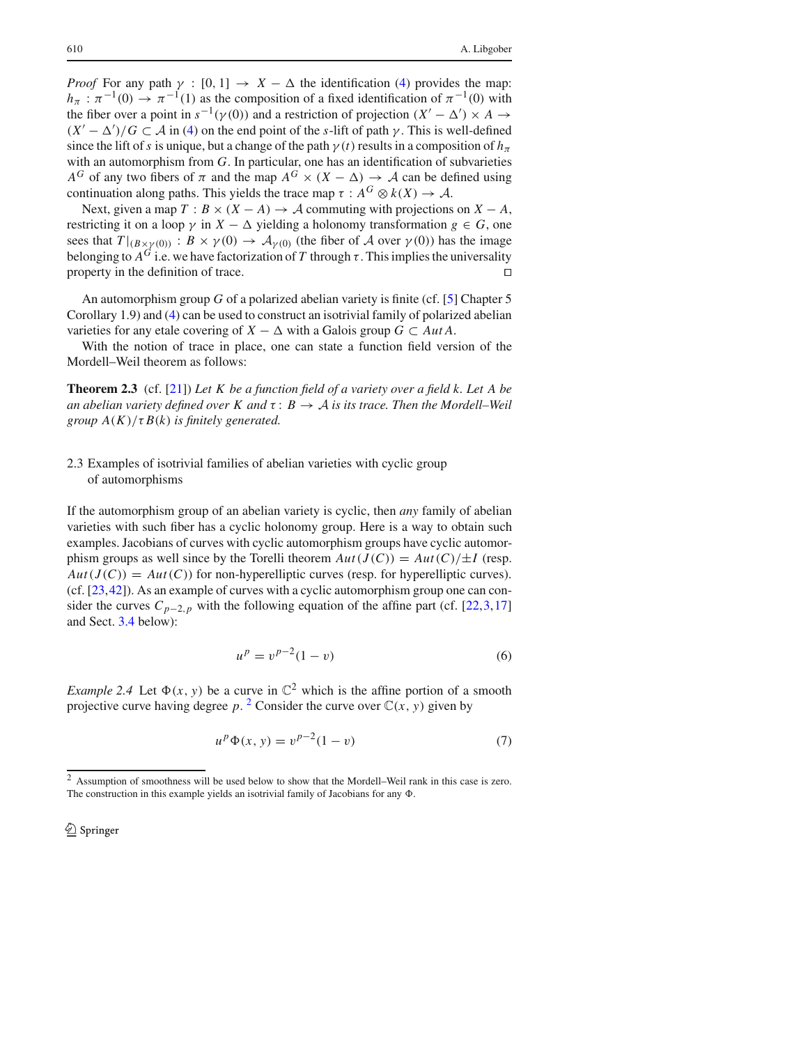*Proof* For any path $\gamma : [0,1] \to X - \Delta$ the identification (4) provides the map: $h_\pi : \pi^{-1}(0) \to \pi^{-1}(1)$ as the composition of a fixed identification of $\pi^{-1}(0)$ with the fiber over a point in $s^{-1}(\gamma(0))$ and a restriction of projection $(X' - \Delta') \times A \to (X' - \Delta')/G \subset \mathcal{A}$ in (4) on the end point of the $s$-lift of path $\gamma$. This is well-defined since the lift of $s$ is unique, but a change of the path $\gamma(t)$ results in a composition of $h_\pi$ with an automorphism from $G$. In particular, one has an identification of subvarieties $A^G$ of any two fibers of $\pi$ and the map $A^G \times (X - \Delta) \to \mathcal{A}$ can be defined using continuation along paths. This yields the trace map $\tau : A^G \otimes k(X) \to \mathcal{A}$.

Next, given a map $T : B \times (X - A) \to \mathcal{A}$ commuting with projections on $X - A$, restricting it on a loop $\gamma$ in $X - \Delta$ yielding a holonomy transformation $g \in G$, one sees that $T|_{(B \times \gamma(0))} : B \times \gamma(0) \to \mathcal{A}_{\gamma(0)}$ (the fiber of $\mathcal{A}$ over $\gamma(0)$) has the image belonging to $A^G$ i.e. we have factorization of $T$ through $\tau$. This implies the universality property in the definition of trace. □

An automorphism group $G$ of a polarized abelian variety is finite (cf. [5] Chapter 5 Corollary 1.9) and (4) can be used to construct an isotrivial family of polarized abelian varieties for any etale covering of $X - \Delta$ with a Galois group $G \subset Aut A$.

With the notion of trace in place, one can state a function field version of the Mordell–Weil theorem as follows:

**Theorem 2.3** (cf. [21]) *Let $K$ be a function field of a variety over a field $k$. Let $A$ be an abelian variety defined over $K$ and $\tau : B \to \mathcal{A}$ is its trace. Then the Mordell–Weil group $A(K)/\tau B(k)$ is finitely generated.*

### 2.3 Examples of isotrivial families of abelian varieties with cyclic group of automorphisms

If the automorphism group of an abelian variety is cyclic, then *any* family of abelian varieties with such fiber has a cyclic holonomy group. Here is a way to obtain such examples. Jacobians of curves with cyclic automorphism groups have cyclic automorphism groups as well since by the Torelli theorem $Aut(J(C)) = Aut(C)/\pm I$ (resp. $Aut(J(C)) = Aut(C)$) for non-hyperelliptic curves (resp. for hyperelliptic curves). (cf. [23,42]). As an example of curves with a cyclic automorphism group one can consider the curves $C_{p-2,p}$ with the following equation of the affine part (cf. [22,3,17] and Sect. 3.4 below):

$$u^p = v^{p-2}(1 - v) \tag{6}$$

*Example 2.4* Let $\Phi(x, y)$ be a curve in $\mathbb{C}^2$ which is the affine portion of a smooth projective curve having degree $p$. [2] Consider the curve over $\mathbb{C}(x, y)$ given by

$$u^p \Phi(x, y) = v^{p-2}(1 - v) \tag{7}$$

[2] Assumption of smoothness will be used below to show that the Mordell–Weil rank in this case is zero. The construction in this example yields an isotrivial family of Jacobians for any $\Phi$.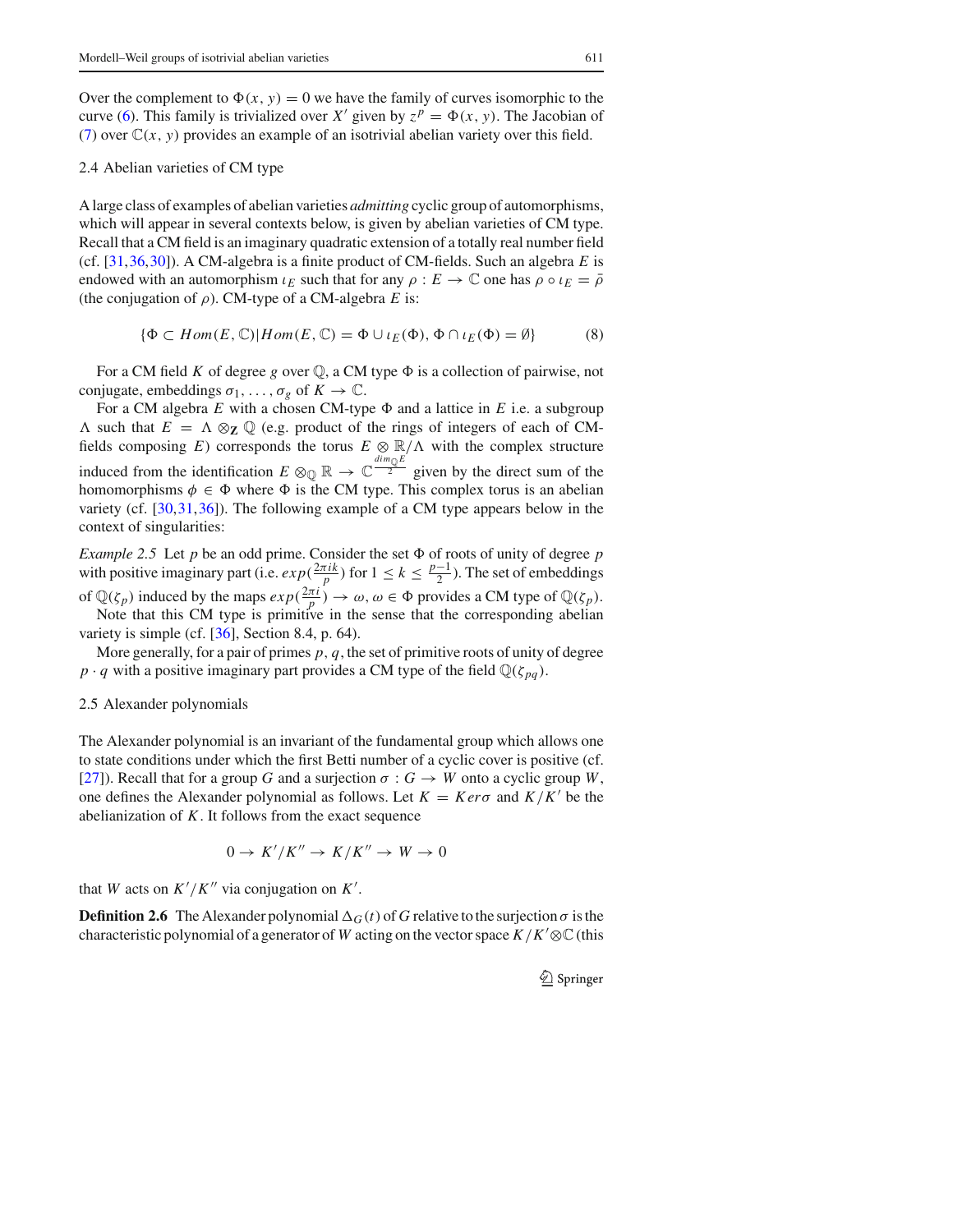Over the complement to $\Phi(x, y) = 0$ we have the family of curves isomorphic to the curve (6). This family is trivialized over $X'$ given by $z^p = \Phi(x, y)$. The Jacobian of (7) over $\mathbb{C}(x, y)$ provides an example of an isotrivial abelian variety over this field.

### 2.4 Abelian varieties of CM type

A large class of examples of abelian varieties *admitting* cyclic group of automorphisms, which will appear in several contexts below, is given by abelian varieties of CM type. Recall that a CM field is an imaginary quadratic extension of a totally real number field (cf. [31,36,30]). A CM-algebra is a finite product of CM-fields. Such an algebra $E$ is endowed with an automorphism $\iota_E$ such that for any $\rho : E \to \mathbb{C}$ one has $\rho \circ \iota_E = \bar{\rho}$ (the conjugation of $\rho$). CM-type of a CM-algebra $E$ is:

$$\{\Phi \subset Hom(E, \mathbb{C}) | Hom(E, \mathbb{C}) = \Phi \cup \iota_E(\Phi), \Phi \cap \iota_E(\Phi) = \emptyset\} \tag{8}$$

For a CM field $K$ of degree $g$ over $\mathbb{Q}$, a CM type $\Phi$ is a collection of pairwise, not conjugate, embeddings $\sigma_1, \ldots, \sigma_g$ of $K \to \mathbb{C}$.

For a CM algebra $E$ with a chosen CM-type $\Phi$ and a lattice in $E$ i.e. a subgroup $\Lambda$ such that $E = \Lambda \otimes_{\mathbf{Z}} \mathbb{Q}$ (e.g. product of the rings of integers of each of CM-fields composing $E$) corresponds the torus $E \otimes \mathbb{R}/\Lambda$ with the complex structure induced from the identification $E \otimes_{\mathbb{Q}} \mathbb{R} \to \mathbb{C}^{\frac{dim_{\mathbb{Q}} E}{2}}$ given by the direct sum of the homomorphisms $\phi \in \Phi$ where $\Phi$ is the CM type. This complex torus is an abelian variety (cf. [30,31,36]). The following example of a CM type appears below in the context of singularities:

*Example 2.5* Let $p$ be an odd prime. Consider the set $\Phi$ of roots of unity of degree $p$ with positive imaginary part (i.e. $exp(\frac{2\pi ik}{p})$ for $1 \leq k \leq \frac{p-1}{2}$). The set of embeddings of $\mathbb{Q}(\zeta_p)$ induced by the maps $exp(\frac{2\pi i}{p}) \to \omega, \omega \in \Phi$ provides a CM type of $\mathbb{Q}(\zeta_p)$.

Note that this CM type is primitive in the sense that the corresponding abelian variety is simple (cf. [36], Section 8.4, p. 64).

More generally, for a pair of primes $p, q$, the set of primitive roots of unity of degree $p \cdot q$ with a positive imaginary part provides a CM type of the field $\mathbb{Q}(\zeta_{pq})$.

### 2.5 Alexander polynomials

The Alexander polynomial is an invariant of the fundamental group which allows one to state conditions under which the first Betti number of a cyclic cover is positive (cf. [27]). Recall that for a group $G$ and a surjection $\sigma : G \to W$ onto a cyclic group $W$, one defines the Alexander polynomial as follows. Let $K = Ker\sigma$ and $K/K'$ be the abelianization of $K$. It follows from the exact sequence

$$0 \to K'/K'' \to K/K'' \to W \to 0$$

that $W$ acts on $K'/K''$ via conjugation on $K'$.

**Definition 2.6** The Alexander polynomial $\Delta_G(t)$ of $G$ relative to the surjection $\sigma$ is the characteristic polynomial of a generator of $W$ acting on the vector space $K/K' \otimes \mathbb{C}$ (this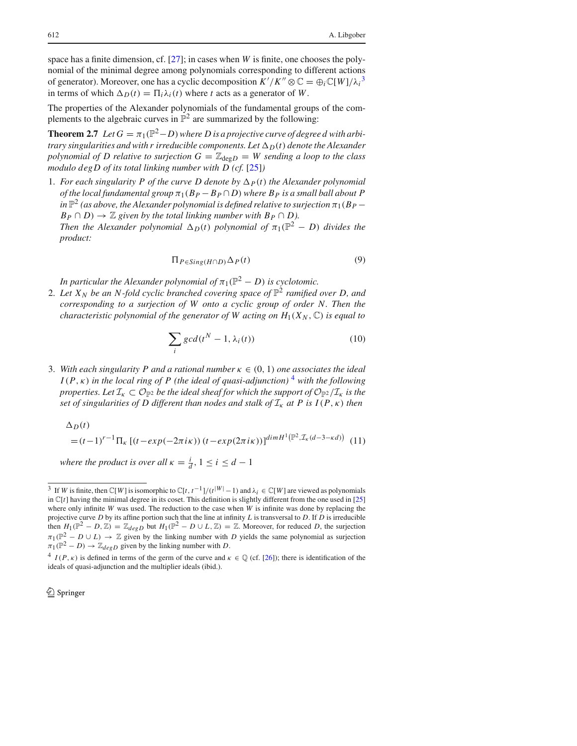space has a finite dimension, cf. [27]; in cases when $W$ is finite, one chooses the polynomial of the minimal degree among polynomials corresponding to different actions of generator). Moreover, one has a cyclic decomposition $K'/K'' \otimes \mathbb{C} = \oplus_i \mathbb{C}[W]/\lambda_i$ [3] in terms of which $\Delta_D(t) = \Pi_i \lambda_i(t)$ where $t$ acts as a generator of $W$.

The properties of the Alexander polynomials of the fundamental groups of the complements to the algebraic curves in $\mathbb{P}^2$ are summarized by the following:

**Theorem 2.7** *Let $G = \pi_1(\mathbb{P}^2 - D)$ where $D$ is a projective curve of degree $d$ with arbitrary singularities and with $r$ irreducible components. Let $\Delta_D(t)$ denote the Alexander polynomial of $D$ relative to surjection $G = \mathbb{Z}_{\deg D} = W$ sending a loop to the class modulo $\deg D$ of its total linking number with $D$ (cf. [25])*

1. *For each singularity $P$ of the curve $D$ denote by $\Delta_P(t)$ the Alexander polynomial of the local fundamental group $\pi_1(B_P - B_P \cap D)$ where $B_P$ is a small ball about $P$ in $\mathbb{P}^2$ (as above, the Alexander polynomial is defined relative to surjection $\pi_1(B_P - B_P \cap D) \to \mathbb{Z}$ given by the total linking number with $B_P \cap D$).*
   *Then the Alexander polynomial $\Delta_D(t)$ polynomial of $\pi_1(\mathbb{P}^2 - D)$ divides the product:*
   $$\Pi_{P \in Sing(H \cap D)} \Delta_P(t) \tag{9}$$
   *In particular the Alexander polynomial of $\pi_1(\mathbb{P}^2 - D)$ is cyclotomic.*
2. *Let $X_N$ be an $N$-fold cyclic branched covering space of $\mathbb{P}^2$ ramified over $D$, and corresponding to a surjection of $W$ onto a cyclic group of order $N$. Then the characteristic polynomial of the generator of $W$ acting on $H_1(X_N, \mathbb{C})$ is equal to*
   $$\sum_i gcd(t^N - 1, \lambda_i(t)) \tag{10}$$
3. *With each singularity $P$ and a rational number $\kappa \in (0, 1)$ one associates the ideal $I(P, \kappa)$ in the local ring of $P$ (the ideal of quasi-adjunction) [4] with the following properties. Let $\mathcal{I}_\kappa \subset \mathcal{O}_{\mathbb{P}^2}$ be the ideal sheaf for which the support of $\mathcal{O}_{\mathbb{P}^2}/\mathcal{I}_\kappa$ is the set of singularities of $D$ different than nodes and stalk of $\mathcal{I}_\kappa$ at $P$ is $I(P, \kappa)$ then*
   $$\Delta_D(t) = (t-1)^{r-1} \Pi_\kappa \left[(t - exp(-2\pi i\kappa))(t - exp(2\pi i\kappa))\right]^{dim H^1\left(\mathbb{P}^2, \mathcal{I}_\kappa(d-3-\kappa d)\right)} \tag{11}$$
   *where the product is over all $\kappa = \frac{i}{d}, 1 \leq i \leq d-1$*

---

[3] If $W$ is finite, then $\mathbb{C}[W]$ is isomorphic to $\mathbb{C}[t, t^{-1}]/(t^{|W|} - 1)$ and $\lambda_i \in \mathbb{C}[W]$ are viewed as polynomials in $\mathbb{C}[t]$ having the minimal degree in its coset. This definition is slightly different from the one used in [25] where only infinite $W$ was used. The reduction to the case when $W$ is infinite was done by replacing the projective curve $D$ by its affine portion such that the line at infinity $L$ is transversal to $D$. If $D$ is irreducible then $H_1(\mathbb{P}^2 - D, \mathbb{Z}) = \mathbb{Z}_{degD}$ but $H_1(\mathbb{P}^2 - D \cup L, \mathbb{Z}) = \mathbb{Z}$. Moreover, for reduced $D$, the surjection $\pi_1(\mathbb{P}^2 - D \cup L) \to \mathbb{Z}$ given by the linking number with $D$ yields the same polynomial as surjection $\pi_1(\mathbb{P}^2 - D) \to \mathbb{Z}_{degD}$ given by the linking number with $D$.

[4] $I(P, \kappa)$ is defined in terms of the germ of the curve and $\kappa \in \mathbb{Q}$ (cf. [26]); there is identification of the ideals of quasi-adjunction and the multiplier ideals (ibid.).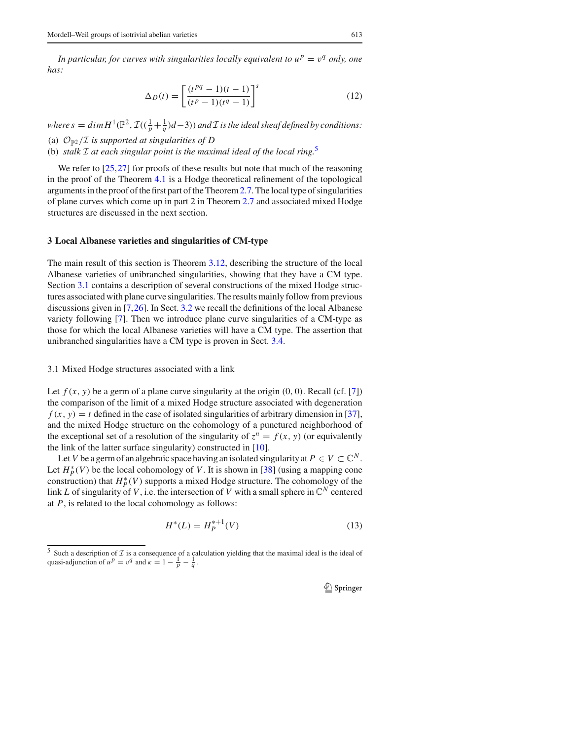*In particular, for curves with singularities locally equivalent to $u^p = v^q$ only, one has:*

$$\Delta_D(t) = \left[\frac{(t^{pq}-1)(t-1)}{(t^p-1)(t^q-1)}\right]^s \tag{12}$$

*where $s = dim H^1(\mathbb{P}^2, \mathcal{I}((\frac{1}{p}+\frac{1}{q})d-3))$ and $\mathcal{I}$ is the ideal sheaf defined by conditions:*

(a) *$\mathcal{O}_{\mathbb{P}^2}/\mathcal{I}$ is supported at singularities of $D$*

(b) *stalk $\mathcal{I}$ at each singular point is the maximal ideal of the local ring.*[5]

We refer to [25,27] for proofs of these results but note that much of the reasoning in the proof of the Theorem 4.1 is a Hodge theoretical refinement of the topological arguments in the proof of the first part of the Theorem 2.7. The local type of singularities of plane curves which come up in part 2 in Theorem 2.7 and associated mixed Hodge structures are discussed in the next section.

## 3 Local Albanese varieties and singularities of CM-type

The main result of this section is Theorem 3.12, describing the structure of the local Albanese varieties of unibranched singularities, showing that they have a CM type. Section 3.1 contains a description of several constructions of the mixed Hodge structures associated with plane curve singularities. The results mainly follow from previous discussions given in [7,26]. In Sect. 3.2 we recall the definitions of the local Albanese variety following [7]. Then we introduce plane curve singularities of a CM-type as those for which the local Albanese varieties will have a CM type. The assertion that unibranched singularities have a CM type is proven in Sect. 3.4.

### 3.1 Mixed Hodge structures associated with a link

Let $f(x, y)$ be a germ of a plane curve singularity at the origin $(0, 0)$. Recall (cf. [7]) the comparison of the limit of a mixed Hodge structure associated with degeneration $f(x, y) = t$ defined in the case of isolated singularities of arbitrary dimension in [37], and the mixed Hodge structure on the cohomology of a punctured neighborhood of the exceptional set of a resolution of the singularity of $z^n = f(x, y)$ (or equivalently the link of the latter surface singularity) constructed in [10].

Let $V$ be a germ of an algebraic space having an isolated singularity at $P \in V \subset \mathbb{C}^N$. Let $H^*_P(V)$ be the local cohomology of $V$. It is shown in [38] (using a mapping cone construction) that $H^*_P(V)$ supports a mixed Hodge structure. The cohomology of the link $L$ of singularity of $V$, i.e. the intersection of $V$ with a small sphere in $\mathbb{C}^N$ centered at $P$, is related to the local cohomology as follows:

$$H^*(L) = H^{*+1}_P(V) \tag{13}$$

[5] Such a description of $\mathcal{I}$ is a consequence of a calculation yielding that the maximal ideal is the ideal of quasi-adjunction of $u^p = v^q$ and $\kappa = 1 - \frac{1}{p} - \frac{1}{q}$.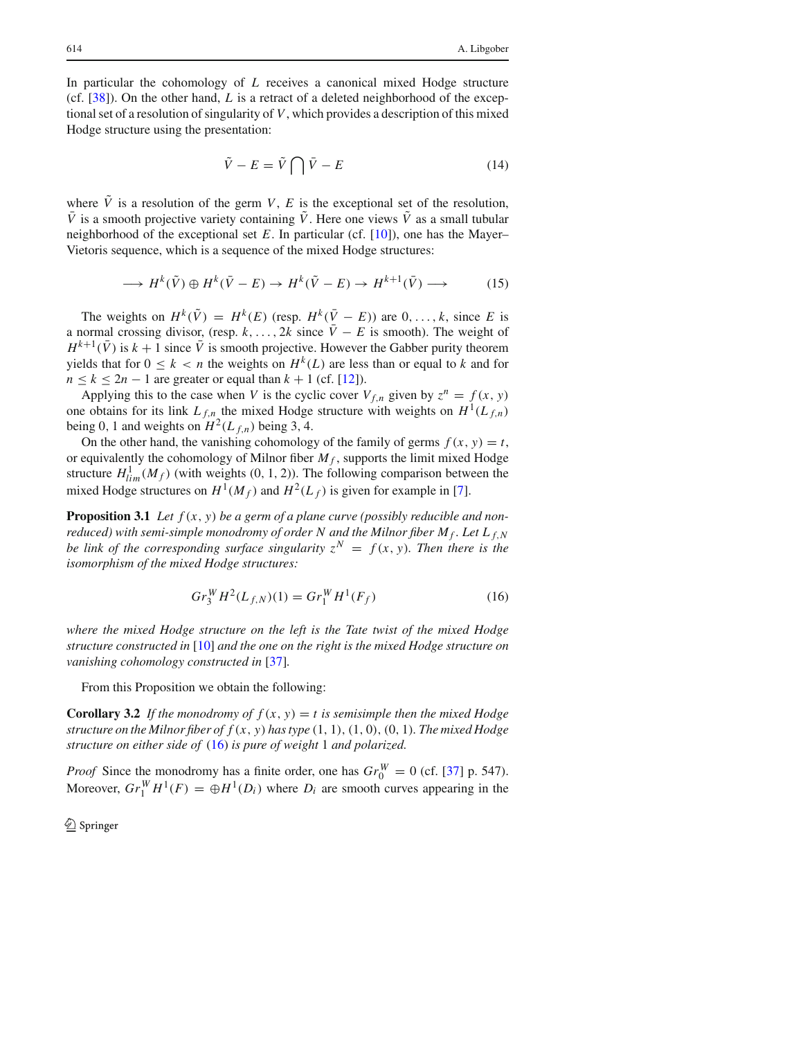In particular the cohomology of $L$ receives a canonical mixed Hodge structure (cf. [38]). On the other hand, $L$ is a retract of a deleted neighborhood of the exceptional set of a resolution of singularity of $V$, which provides a description of this mixed Hodge structure using the presentation:

$$\tilde{V} - E = \tilde{V} \bigcap \bar{V} - E \tag{14}$$

where $\tilde{V}$ is a resolution of the germ $V$, $E$ is the exceptional set of the resolution, $\bar{V}$ is a smooth projective variety containing $\tilde{V}$. Here one views $\tilde{V}$ as a small tubular neighborhood of the exceptional set $E$. In particular (cf. [10]), one has the Mayer–Vietoris sequence, which is a sequence of the mixed Hodge structures:

$$\longrightarrow H^k(\tilde{V}) \oplus H^k(\bar{V} - E) \to H^k(\tilde{V} - E) \to H^{k+1}(\bar{V}) \longrightarrow \tag{15}$$

The weights on $H^k(\tilde{V}) = H^k(E)$ (resp. $H^k(\bar{V} - E)$) are $0, \ldots, k$, since $E$ is a normal crossing divisor, (resp. $k, \ldots, 2k$ since $\bar{V} - E$ is smooth). The weight of $H^{k+1}(\bar{V})$ is $k+1$ since $\bar{V}$ is smooth projective. However the Gabber purity theorem yields that for $0 \le k < n$ the weights on $H^k(L)$ are less than or equal to $k$ and for $n \le k \le 2n-1$ are greater or equal than $k+1$ (cf. [12]).

Applying this to the case when $V$ is the cyclic cover $V_{f,n}$ given by $z^n = f(x, y)$ one obtains for its link $L_{f,n}$ the mixed Hodge structure with weights on $H^1(L_{f,n})$ being 0, 1 and weights on $H^2(L_{f,n})$ being 3, 4.

On the other hand, the vanishing cohomology of the family of germs $f(x, y) = t$, or equivalently the cohomology of Milnor fiber $M_f$, supports the limit mixed Hodge structure $H^1_{lim}(M_f)$ (with weights (0, 1, 2)). The following comparison between the mixed Hodge structures on $H^1(M_f)$ and $H^2(L_f)$ is given for example in [7].

**Proposition 3.1** *Let $f(x, y)$ be a germ of a plane curve (possibly reducible and non-reduced) with semi-simple monodromy of order $N$ and the Milnor fiber $M_f$. Let $L_{f,N}$ be link of the corresponding surface singularity $z^N = f(x, y)$. Then there is the isomorphism of the mixed Hodge structures:*

$$Gr_3^W H^2(L_{f,N})(1) = Gr_1^W H^1(F_f) \tag{16}$$

*where the mixed Hodge structure on the left is the Tate twist of the mixed Hodge structure constructed in* [10] *and the one on the right is the mixed Hodge structure on vanishing cohomology constructed in* [37].

From this Proposition we obtain the following:

**Corollary 3.2** *If the monodromy of $f(x, y) = t$ is semisimple then the mixed Hodge structure on the Milnor fiber of $f(x, y)$ has type (1, 1), (1, 0), (0, 1). The mixed Hodge structure on either side of* (16) *is pure of weight* 1 *and polarized.*

*Proof* Since the monodromy has a finite order, one has $Gr_0^W = 0$ (cf. [37] p. 547). Moreover, $Gr_1^W H^1(F) = \oplus H^1(D_i)$ where $D_i$ are smooth curves appearing in the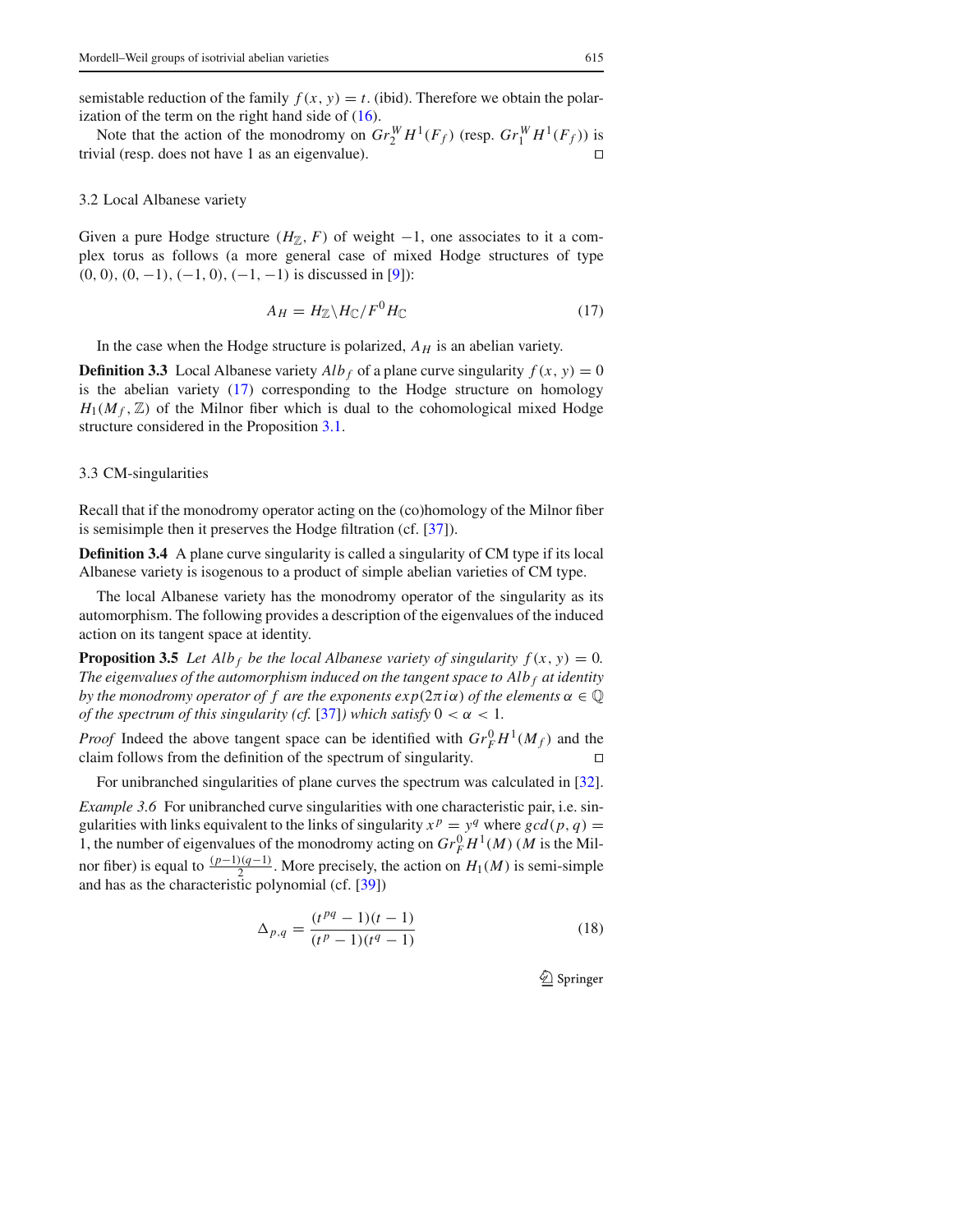semistable reduction of the family $f(x, y) = t$. (ibid). Therefore we obtain the polarization of the term on the right hand side of (16).

Note that the action of the monodromy on $Gr_2^W H^1(F_f)$ (resp. $Gr_1^W H^1(F_f)$) is trivial (resp. does not have 1 as an eigenvalue). □

### 3.2 Local Albanese variety

Given a pure Hodge structure $(H_{\mathbb{Z}}, F)$ of weight $-1$, one associates to it a complex torus as follows (a more general case of mixed Hodge structures of type $(0, 0), (0, -1), (-1, 0), (-1, -1)$ is discussed in [9]):

$$A_H = H_{\mathbb{Z}} \backslash H_{\mathbb{C}} / F^0 H_{\mathbb{C}} \tag{17}$$

In the case when the Hodge structure is polarized, $A_H$ is an abelian variety.

**Definition 3.3** Local Albanese variety $Alb_f$ of a plane curve singularity $f(x, y) = 0$ is the abelian variety (17) corresponding to the Hodge structure on homology $H_1(M_f, \mathbb{Z})$ of the Milnor fiber which is dual to the cohomological mixed Hodge structure considered in the Proposition 3.1.

### 3.3 CM-singularities

Recall that if the monodromy operator acting on the (co)homology of the Milnor fiber is semisimple then it preserves the Hodge filtration (cf. [37]).

**Definition 3.4** A plane curve singularity is called a singularity of CM type if its local Albanese variety is isogenous to a product of simple abelian varieties of CM type.

The local Albanese variety has the monodromy operator of the singularity as its automorphism. The following provides a description of the eigenvalues of the induced action on its tangent space at identity.

**Proposition 3.5** *Let $Alb_f$ be the local Albanese variety of singularity $f(x, y) = 0$. The eigenvalues of the automorphism induced on the tangent space to $Alb_f$ at identity by the monodromy operator of $f$ are the exponents $exp(2\pi i\alpha)$ of the elements $\alpha \in \mathbb{Q}$ of the spectrum of this singularity (cf. [37]) which satisfy $0 < \alpha < 1$.*

*Proof* Indeed the above tangent space can be identified with $Gr_F^0 H^1(M_f)$ and the claim follows from the definition of the spectrum of singularity. □

For unibranched singularities of plane curves the spectrum was calculated in [32].

*Example 3.6* For unibranched curve singularities with one characteristic pair, i.e. singularities with links equivalent to the links of singularity $x^p = y^q$ where $gcd(p, q) = 1$, the number of eigenvalues of the monodromy acting on $Gr_F^0 H^1(M)$ ($M$ is the Milnor fiber) is equal to $\frac{(p-1)(q-1)}{2}$. More precisely, the action on $H_1(M)$ is semi-simple and has as the characteristic polynomial (cf. [39])

$$\Delta_{p,q} = \frac{(t^{pq} - 1)(t - 1)}{(t^p - 1)(t^q - 1)} \tag{18}$$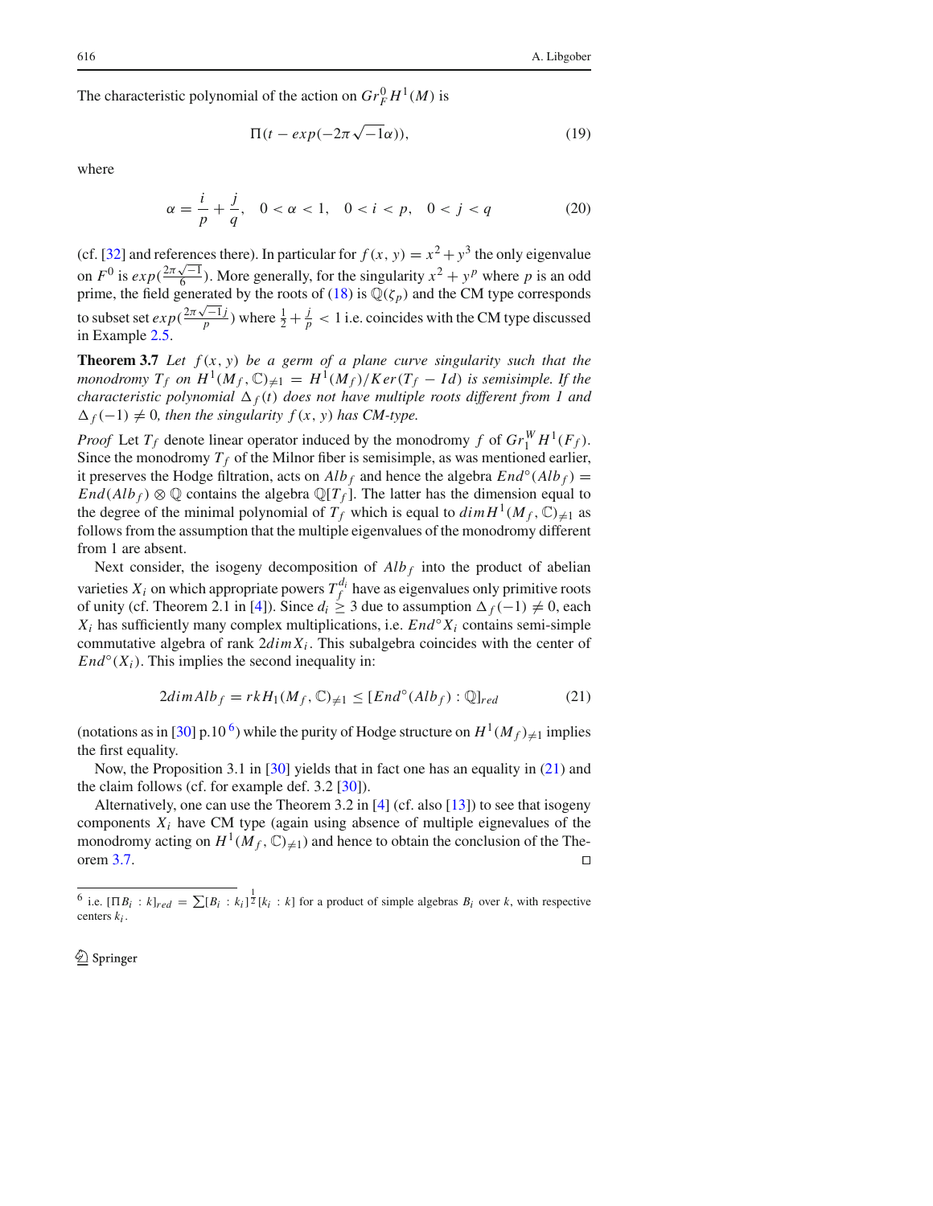The characteristic polynomial of the action on $Gr_F^0 H^1(M)$ is

$$\Pi(t - exp(-2\pi\sqrt{-1}\alpha)), \tag{19}$$

where

$$\alpha = \frac{i}{p} + \frac{j}{q}, \quad 0 < \alpha < 1, \quad 0 < i < p, \quad 0 < j < q \tag{20}$$

(cf. [32] and references there). In particular for $f(x, y) = x^2 + y^3$ the only eigenvalue on $F^0$ is $exp(\frac{2\pi\sqrt{-1}}{6})$. More generally, for the singularity $x^2 + y^p$ where $p$ is an odd prime, the field generated by the roots of (18) is $\mathbb{Q}(\zeta_p)$ and the CM type corresponds to subset set $exp(\frac{2\pi\sqrt{-1}j}{p})$ where $\frac{1}{2} + \frac{j}{p} < 1$ i.e. coincides with the CM type discussed in Example 2.5.

**Theorem 3.7** *Let $f(x, y)$ be a germ of a plane curve singularity such that the monodromy $T_f$ on $H^1(M_f, \mathbb{C})_{\neq 1} = H^1(M_f)/Ker(T_f - Id)$ is semisimple. If the characteristic polynomial $\Delta_f(t)$ does not have multiple roots different from 1 and $\Delta_f(-1) \neq 0$, then the singularity $f(x, y)$ has CM-type.*

*Proof* Let $T_f$ denote linear operator induced by the monodromy $f$ of $Gr_1^W H^1(F_f)$. Since the monodromy $T_f$ of the Milnor fiber is semisimple, as was mentioned earlier, it preserves the Hodge filtration, acts on $Alb_f$ and hence the algebra $End^\circ(Alb_f) = End(Alb_f) \otimes \mathbb{Q}$ contains the algebra $\mathbb{Q}[T_f]$. The latter has the dimension equal to the degree of the minimal polynomial of $T_f$ which is equal to $dim H^1(M_f, \mathbb{C})_{\neq 1}$ as follows from the assumption that the multiple eigenvalues of the monodromy different from 1 are absent.

Next consider, the isogeny decomposition of $Alb_f$ into the product of abelian varieties $X_i$ on which appropriate powers $T_f^{d_i}$ have as eigenvalues only primitive roots of unity (cf. Theorem 2.1 in [4]). Since $d_i \geq 3$ due to assumption $\Delta_f(-1) \neq 0$, each $X_i$ has sufficiently many complex multiplications, i.e. $End^\circ X_i$ contains semi-simple commutative algebra of rank $2dim X_i$. This subalgebra coincides with the center of $End^\circ(X_i)$. This implies the second inequality in:

$$2dim Alb_f = rk H_1(M_f, \mathbb{C})_{\neq 1} \leq [End^\circ(Alb_f) : \mathbb{Q}]_{red} \tag{21}$$

(notations as in [30] p.10 [6]) while the purity of Hodge structure on $H^1(M_f)_{\neq 1}$ implies the first equality.

Now, the Proposition 3.1 in [30] yields that in fact one has an equality in (21) and the claim follows (cf. for example def. 3.2 [30]).

Alternatively, one can use the Theorem 3.2 in [4] (cf. also [13]) to see that isogeny components $X_i$ have CM type (again using absence of multiple eignevalues of the monodromy acting on $H^1(M_f, \mathbb{C})_{\neq 1}$) and hence to obtain the conclusion of the Theorem 3.7. □

---

[6] i.e. $[\Pi B_i : k]_{red} = \sum [B_i : k_i]^{\frac{1}{2}} [k_i : k]$ for a product of simple algebras $B_i$ over $k$, with respective centers $k_i$.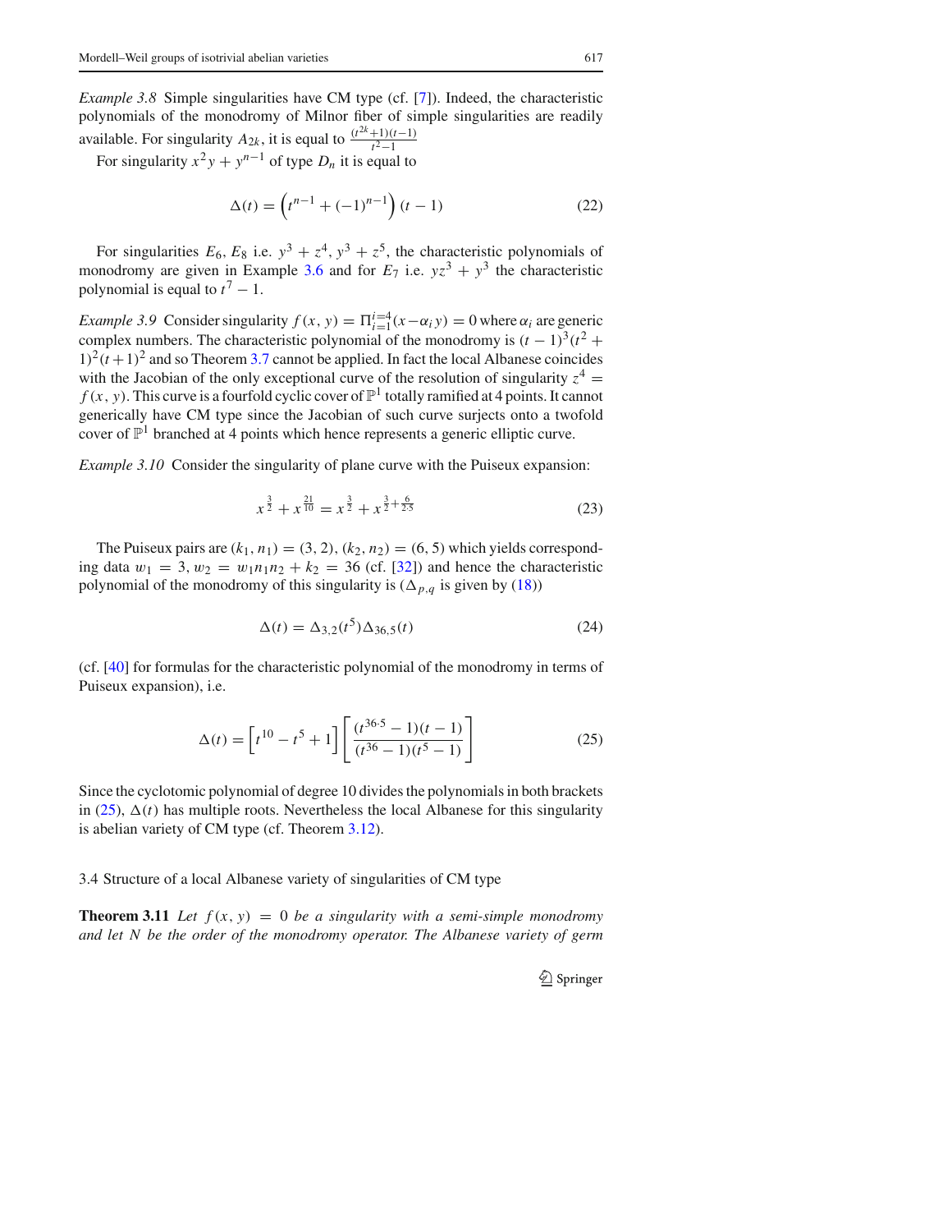*Example 3.8* Simple singularities have CM type (cf. [7]). Indeed, the characteristic polynomials of the monodromy of Milnor fiber of simple singularities are readily available. For singularity $A_{2k}$, it is equal to $\frac{(t^{2k}+1)(t-1)}{t^2-1}$

For singularity $x^2y + y^{n-1}$ of type $D_n$ it is equal to

$$\Delta(t) = \left(t^{n-1} + (-1)^{n-1}\right)(t-1) \tag{22}$$

For singularities $E_6, E_8$ i.e. $y^3 + z^4, y^3 + z^5$, the characteristic polynomials of monodromy are given in Example 3.6 and for $E_7$ i.e. $yz^3 + y^3$ the characteristic polynomial is equal to $t^7 - 1$.

*Example 3.9* Consider singularity $f(x, y) = \Pi_{i=1}^{i=4}(x - \alpha_i y) = 0$ where $\alpha_i$ are generic complex numbers. The characteristic polynomial of the monodromy is $(t-1)^3(t^2+1)^2(t+1)^2$ and so Theorem 3.7 cannot be applied. In fact the local Albanese coincides with the Jacobian of the only exceptional curve of the resolution of singularity $z^4 = f(x, y)$. This curve is a fourfold cyclic cover of $\mathbb{P}^1$ totally ramified at 4 points. It cannot generically have CM type since the Jacobian of such curve surjects onto a twofold cover of $\mathbb{P}^1$ branched at 4 points which hence represents a generic elliptic curve.

*Example 3.10* Consider the singularity of plane curve with the Puiseux expansion:

$$x^{\frac{3}{2}} + x^{\frac{21}{10}} = x^{\frac{3}{2}} + x^{\frac{3}{2}+\frac{6}{2\cdot 5}} \tag{23}$$

The Puiseux pairs are $(k_1, n_1) = (3, 2), (k_2, n_2) = (6, 5)$ which yields corresponding data $w_1 = 3, w_2 = w_1 n_1 n_2 + k_2 = 36$ (cf. [32]) and hence the characteristic polynomial of the monodromy of this singularity is ($\Delta_{p,q}$ is given by (18))

$$\Delta(t) = \Delta_{3,2}(t^5)\Delta_{36,5}(t) \tag{24}$$

(cf. [40] for formulas for the characteristic polynomial of the monodromy in terms of Puiseux expansion), i.e.

$$\Delta(t) = \left[t^{10} - t^5 + 1\right]\left[\frac{(t^{36\cdot 5} - 1)(t-1)}{(t^{36} - 1)(t^5 - 1)}\right] \tag{25}$$

Since the cyclotomic polynomial of degree 10 divides the polynomials in both brackets in (25), $\Delta(t)$ has multiple roots. Nevertheless the local Albanese for this singularity is abelian variety of CM type (cf. Theorem 3.12).

### 3.4 Structure of a local Albanese variety of singularities of CM type

**Theorem 3.11** *Let $f(x, y) = 0$ be a singularity with a semi-simple monodromy and let $N$ be the order of the monodromy operator. The Albanese variety of germ*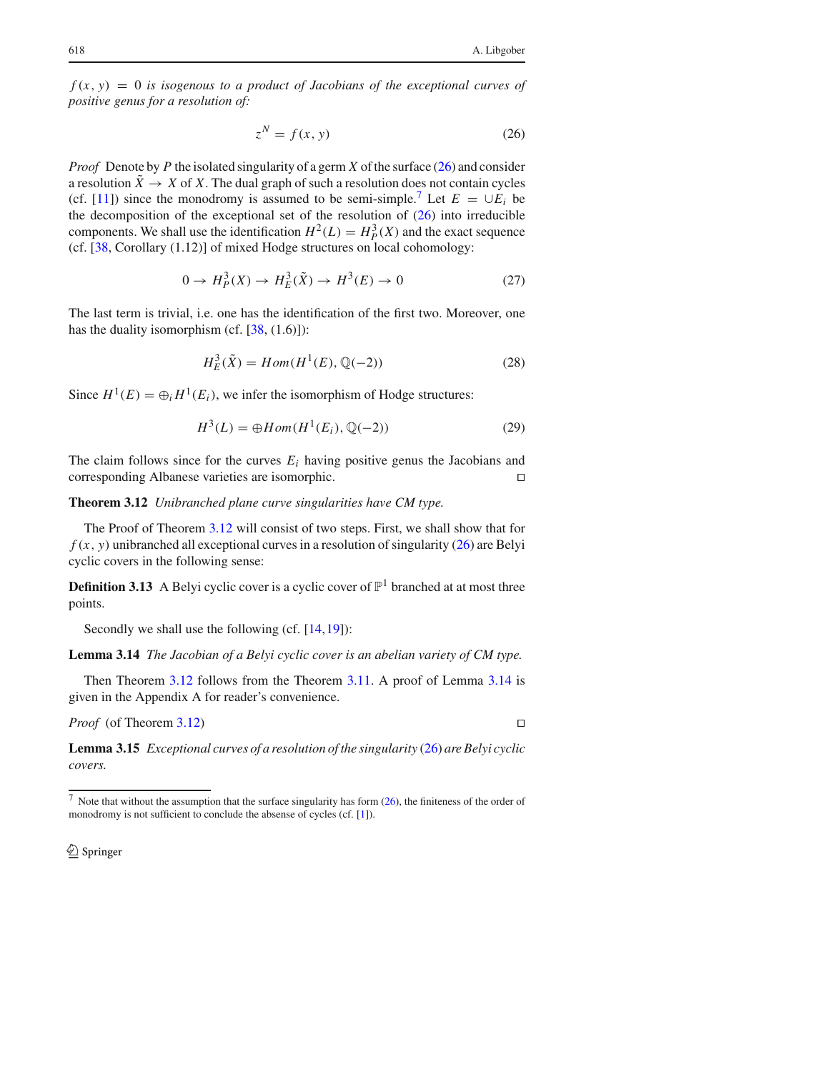$f(x, y) = 0$ *is isogenous to a product of Jacobians of the exceptional curves of positive genus for a resolution of:*

$$z^N = f(x, y) \tag{26}$$

*Proof* Denote by $P$ the isolated singularity of a germ $X$ of the surface (26) and consider a resolution $\tilde{X} \to X$ of $X$. The dual graph of such a resolution does not contain cycles (cf. [11]) since the monodromy is assumed to be semi-simple.[7] Let $E = \cup E_i$ be the decomposition of the exceptional set of the resolution of (26) into irreducible components. We shall use the identification $H^2(L) = H^3_P(X)$ and the exact sequence (cf. [38, Corollary (1.12)] of mixed Hodge structures on local cohomology:

$$0 \to H^3_P(X) \to H^3_E(\tilde{X}) \to H^3(E) \to 0 \tag{27}$$

The last term is trivial, i.e. one has the identification of the first two. Moreover, one has the duality isomorphism (cf. [38, (1.6)]):

$$H^3_E(\tilde{X}) = Hom(H^1(E), \mathbb{Q}(-2)) \tag{28}$$

Since $H^1(E) = \oplus_i H^1(E_i)$, we infer the isomorphism of Hodge structures:

$$H^3(L) = \oplus Hom(H^1(E_i), \mathbb{Q}(-2)) \tag{29}$$

The claim follows since for the curves $E_i$ having positive genus the Jacobians and corresponding Albanese varieties are isomorphic. □

**Theorem 3.12** *Unibranched plane curve singularities have CM type.*

The Proof of Theorem 3.12 will consist of two steps. First, we shall show that for $f(x, y)$ unibranched all exceptional curves in a resolution of singularity (26) are Belyi cyclic covers in the following sense:

**Definition 3.13** A Belyi cyclic cover is a cyclic cover of $\mathbb{P}^1$ branched at at most three points.

Secondly we shall use the following (cf. [14,19]):

**Lemma 3.14** *The Jacobian of a Belyi cyclic cover is an abelian variety of CM type.*

Then Theorem 3.12 follows from the Theorem 3.11. A proof of Lemma 3.14 is given in the Appendix A for reader's convenience.

*Proof* (of Theorem 3.12) □

**Lemma 3.15** *Exceptional curves of a resolution of the singularity* (26) *are Belyi cyclic covers.*

---

[7] Note that without the assumption that the surface singularity has form (26), the finiteness of the order of monodromy is not sufficient to conclude the absense of cycles (cf. [1]).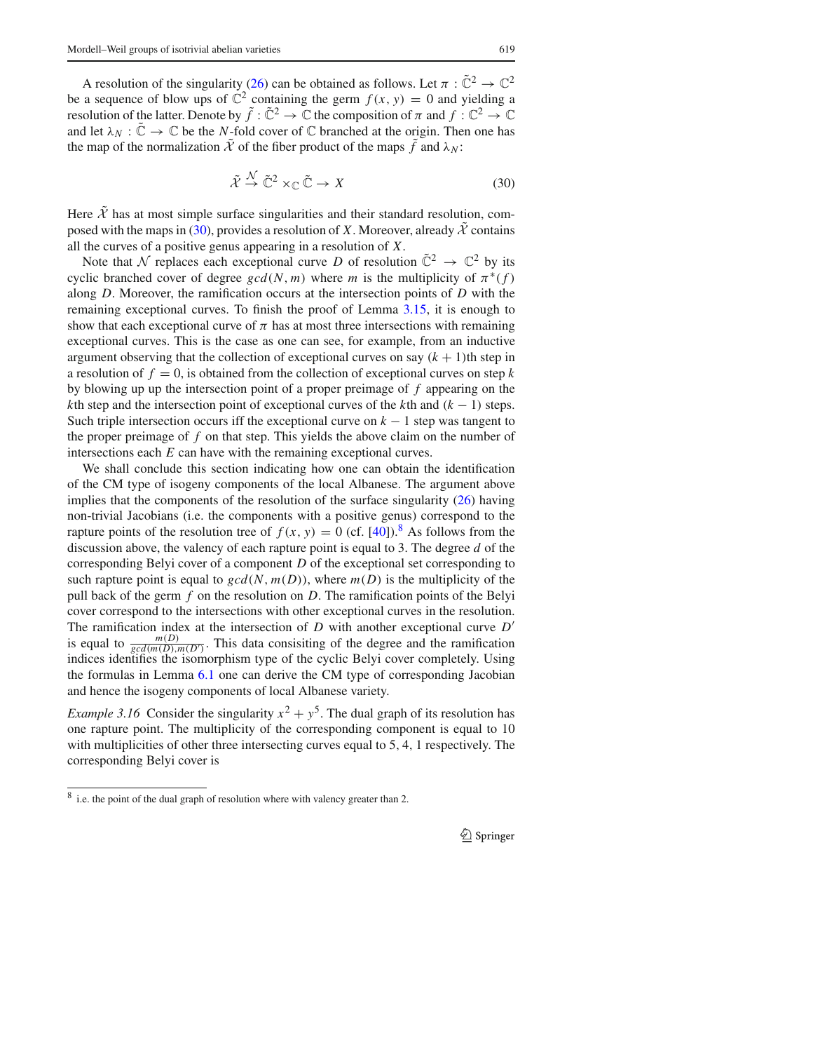A resolution of the singularity (26) can be obtained as follows. Let $\pi : \tilde{\mathbb{C}}^2 \to \mathbb{C}^2$ be a sequence of blow ups of $\mathbb{C}^2$ containing the germ $f(x, y) = 0$ and yielding a resolution of the latter. Denote by $\tilde{f} : \tilde{\mathbb{C}}^2 \to \mathbb{C}$ the composition of $\pi$ and $f : \mathbb{C}^2 \to \mathbb{C}$ and let $\lambda_N : \tilde{\mathbb{C}} \to \mathbb{C}$ be the $N$-fold cover of $\mathbb{C}$ branched at the origin. Then one has the map of the normalization $\tilde{\mathcal{X}}$ of the fiber product of the maps $\tilde{f}$ and $\lambda_N$:

$$\tilde{\mathcal{X}} \xrightarrow{\mathcal{N}} \tilde{\mathbb{C}}^2 \times_{\mathbb{C}} \tilde{\mathbb{C}} \to X \tag{30}$$

Here $\tilde{\mathcal{X}}$ has at most simple surface singularities and their standard resolution, composed with the maps in (30), provides a resolution of $X$. Moreover, already $\tilde{\mathcal{X}}$ contains all the curves of a positive genus appearing in a resolution of $X$.

Note that $\mathcal{N}$ replaces each exceptional curve $D$ of resolution $\tilde{\mathbb{C}}^2 \to \mathbb{C}^2$ by its cyclic branched cover of degree $gcd(N, m)$ where $m$ is the multiplicity of $\pi^*(f)$ along $D$. Moreover, the ramification occurs at the intersection points of $D$ with the remaining exceptional curves. To finish the proof of Lemma 3.15, it is enough to show that each exceptional curve of $\pi$ has at most three intersections with remaining exceptional curves. This is the case as one can see, for example, from an inductive argument observing that the collection of exceptional curves on say $(k+1)$th step in a resolution of $f = 0$, is obtained from the collection of exceptional curves on step $k$ by blowing up up the intersection point of a proper preimage of $f$ appearing on the $k$th step and the intersection point of exceptional curves of the $k$th and $(k-1)$ steps. Such triple intersection occurs iff the exceptional curve on $k-1$ step was tangent to the proper preimage of $f$ on that step. This yields the above claim on the number of intersections each $E$ can have with the remaining exceptional curves.

We shall conclude this section indicating how one can obtain the identification of the CM type of isogeny components of the local Albanese. The argument above implies that the components of the resolution of the surface singularity (26) having non-trivial Jacobians (i.e. the components with a positive genus) correspond to the rapture points of the resolution tree of $f(x, y) = 0$ (cf. [40]).[8] As follows from the discussion above, the valency of each rapture point is equal to 3. The degree $d$ of the corresponding Belyi cover of a component $D$ of the exceptional set corresponding to such rapture point is equal to $gcd(N, m(D))$, where $m(D)$ is the multiplicity of the pull back of the germ $f$ on the resolution on $D$. The ramification points of the Belyi cover correspond to the intersections with other exceptional curves in the resolution. The ramification index at the intersection of $D$ with another exceptional curve $D'$ is equal to $\frac{m(D)}{gcd(m(D), m(D'))}$. This data consisiting of the degree and the ramification indices identifies the isomorphism type of the cyclic Belyi cover completely. Using the formulas in Lemma 6.1 one can derive the CM type of corresponding Jacobian and hence the isogeny components of local Albanese variety.

*Example 3.16* Consider the singularity $x^2 + y^5$. The dual graph of its resolution has one rapture point. The multiplicity of the corresponding component is equal to 10 with multiplicities of other three intersecting curves equal to 5, 4, 1 respectively. The corresponding Belyi cover is

[8] i.e. the point of the dual graph of resolution where with valency greater than 2.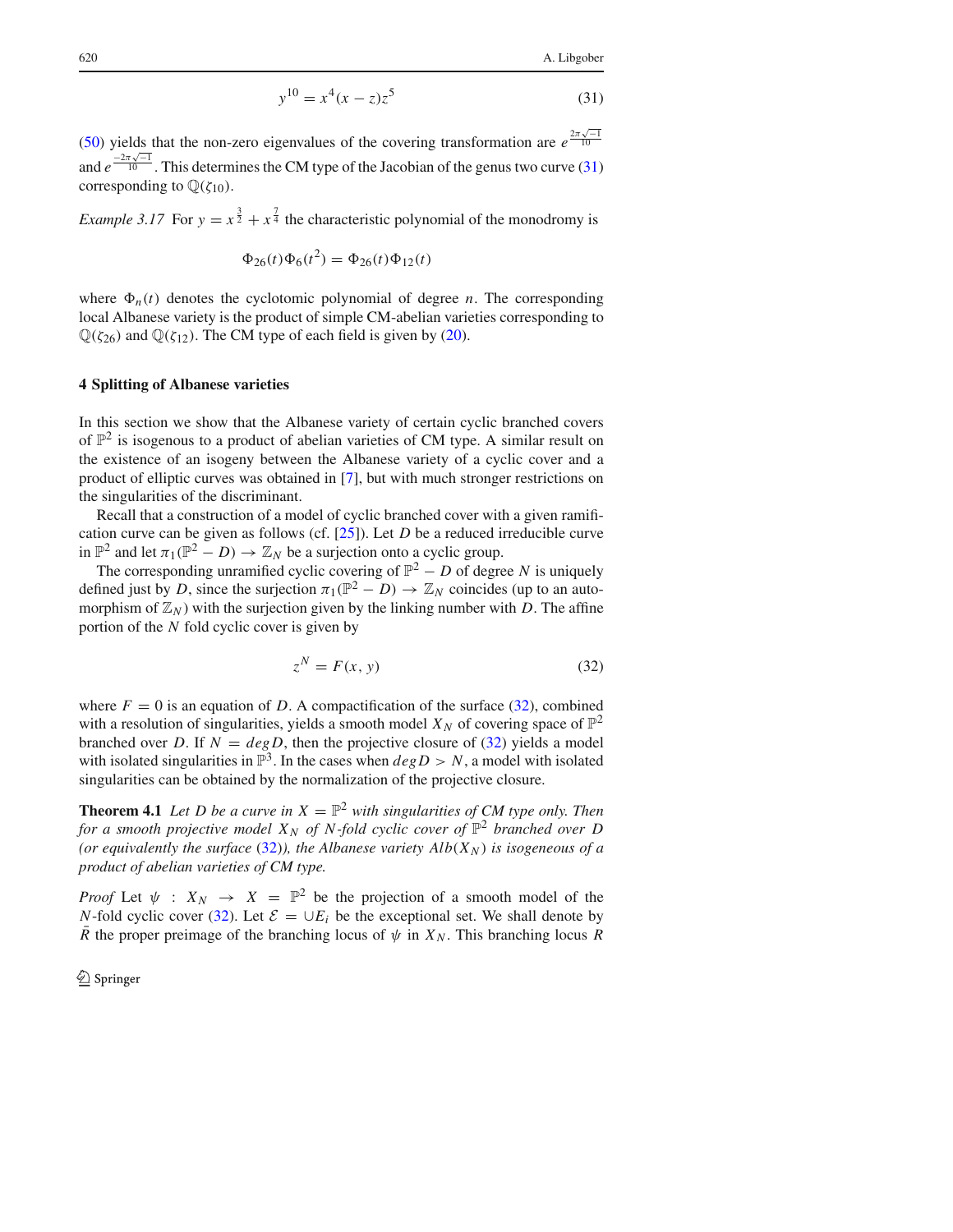$$y^{10} = x^4(x-z)z^5 \tag{31}$$

(50) yields that the non-zero eigenvalues of the covering transformation are $e^{\frac{2\pi\sqrt{-1}}{10}}$ and $e^{\frac{-2\pi\sqrt{-1}}{10}}$. This determines the CM type of the Jacobian of the genus two curve (31) corresponding to $\mathbb{Q}(\zeta_{10})$.

*Example 3.17* For $y = x^{\frac{3}{2}} + x^{\frac{7}{4}}$ the characteristic polynomial of the monodromy is

$$\Phi_{26}(t)\Phi_6(t^2) = \Phi_{26}(t)\Phi_{12}(t)$$

where $\Phi_n(t)$ denotes the cyclotomic polynomial of degree $n$. The corresponding local Albanese variety is the product of simple CM-abelian varieties corresponding to $\mathbb{Q}(\zeta_{26})$ and $\mathbb{Q}(\zeta_{12})$. The CM type of each field is given by (20).

## 4 Splitting of Albanese varieties

In this section we show that the Albanese variety of certain cyclic branched covers of $\mathbb{P}^2$ is isogenous to a product of abelian varieties of CM type. A similar result on the existence of an isogeny between the Albanese variety of a cyclic cover and a product of elliptic curves was obtained in [7], but with much stronger restrictions on the singularities of the discriminant.

Recall that a construction of a model of cyclic branched cover with a given ramification curve can be given as follows (cf. [25]). Let $D$ be a reduced irreducible curve in $\mathbb{P}^2$ and let $\pi_1(\mathbb{P}^2 - D) \to \mathbb{Z}_N$ be a surjection onto a cyclic group.

The corresponding unramified cyclic covering of $\mathbb{P}^2 - D$ of degree $N$ is uniquely defined just by $D$, since the surjection $\pi_1(\mathbb{P}^2 - D) \to \mathbb{Z}_N$ coincides (up to an automorphism of $\mathbb{Z}_N$) with the surjection given by the linking number with $D$. The affine portion of the $N$ fold cyclic cover is given by

$$z^N = F(x, y) \tag{32}$$

where $F = 0$ is an equation of $D$. A compactification of the surface (32), combined with a resolution of singularities, yields a smooth model $X_N$ of covering space of $\mathbb{P}^2$ branched over $D$. If $N = deg D$, then the projective closure of (32) yields a model with isolated singularities in $\mathbb{P}^3$. In the cases when $deg D > N$, a model with isolated singularities can be obtained by the normalization of the projective closure.

**Theorem 4.1** *Let $D$ be a curve in $X = \mathbb{P}^2$ with singularities of CM type only. Then for a smooth projective model $X_N$ of $N$-fold cyclic cover of $\mathbb{P}^2$ branched over $D$ (or equivalently the surface* (32)*), the Albanese variety $Alb(X_N)$ is isogeneous of a product of abelian varieties of CM type.*

*Proof* Let $\psi : X_N \to X = \mathbb{P}^2$ be the projection of a smooth model of the $N$-fold cyclic cover (32). Let $\mathcal{E} = \cup E_i$ be the exceptional set. We shall denote by $\bar{R}$ the proper preimage of the branching locus of $\psi$ in $X_N$. This branching locus $R$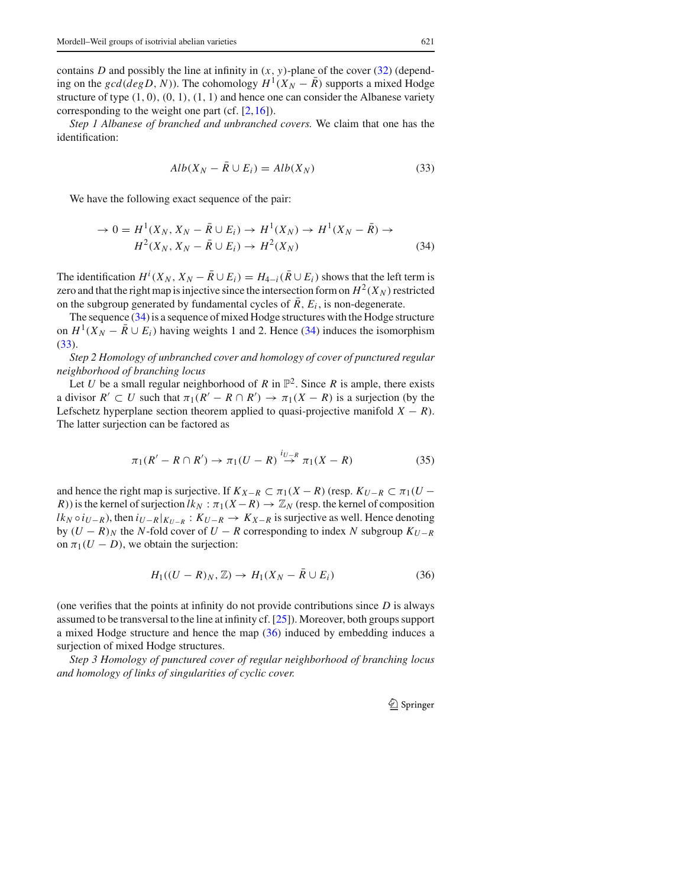contains $D$ and possibly the line at infinity in $(x, y)$-plane of the cover (32) (depending on the $gcd(deg D, N)$). The cohomology $H^1(X_N - \bar{R})$ supports a mixed Hodge structure of type $(1, 0)$, $(0, 1)$, $(1, 1)$ and hence one can consider the Albanese variety corresponding to the weight one part (cf. [2,16]).

*Step 1 Albanese of branched and unbranched covers.* We claim that one has the identification:

$$Alb(X_N - \bar{R} \cup E_i) = Alb(X_N) \tag{33}$$

We have the following exact sequence of the pair:

$$\begin{aligned} \to 0 = H^1(X_N, X_N - \bar{R} \cup E_i) \to H^1(X_N) \to H^1(X_N - \bar{R}) \to \\ H^2(X_N, X_N - \bar{R} \cup E_i) \to H^2(X_N) \end{aligned} \tag{34}$$

The identification $H^i(X_N, X_N - \bar{R} \cup E_i) = H_{4-i}(\bar{R} \cup E_i)$ shows that the left term is zero and that the right map is injective since the intersection form on $H^2(X_N)$ restricted on the subgroup generated by fundamental cycles of $\bar{R}$, $E_i$, is non-degenerate.

The sequence (34) is a sequence of mixed Hodge structures with the Hodge structure on $H^1(X_N - \bar{R} \cup E_i)$ having weights 1 and 2. Hence (34) induces the isomorphism (33).

*Step 2 Homology of unbranched cover and homology of cover of punctured regular neighborhood of branching locus*

Let $U$ be a small regular neighborhood of $R$ in $\mathbb{P}^2$. Since $R$ is ample, there exists a divisor $R' \subset U$ such that $\pi_1(R' - R \cap R') \to \pi_1(X - R)$ is a surjection (by the Lefschetz hyperplane section theorem applied to quasi-projective manifold $X - R$). The latter surjection can be factored as

$$\pi_1(R' - R \cap R') \to \pi_1(U - R) \stackrel{i_{U-R}}{\to} \pi_1(X - R) \tag{35}$$

and hence the right map is surjective. If $K_{X-R} \subset \pi_1(X - R)$ (resp. $K_{U-R} \subset \pi_1(U - R)$) is the kernel of surjection $lk_N : \pi_1(X - R) \to \mathbb{Z}_N$ (resp. the kernel of composition $lk_N \circ i_{U-R}$), then $i_{U-R}|_{K_{U-R}} : K_{U-R} \to K_{X-R}$ is surjective as well. Hence denoting by $(U - R)_N$ the $N$-fold cover of $U - R$ corresponding to index $N$ subgroup $K_{U-R}$ on $\pi_1(U - D)$, we obtain the surjection:

$$H_1((U - R)_N, \mathbb{Z}) \to H_1(X_N - \bar{R} \cup E_i) \tag{36}$$

(one verifies that the points at infinity do not provide contributions since $D$ is always assumed to be transversal to the line at infinity cf. [25]). Moreover, both groups support a mixed Hodge structure and hence the map (36) induced by embedding induces a surjection of mixed Hodge structures.

*Step 3 Homology of punctured cover of regular neighborhood of branching locus and homology of links of singularities of cyclic cover.*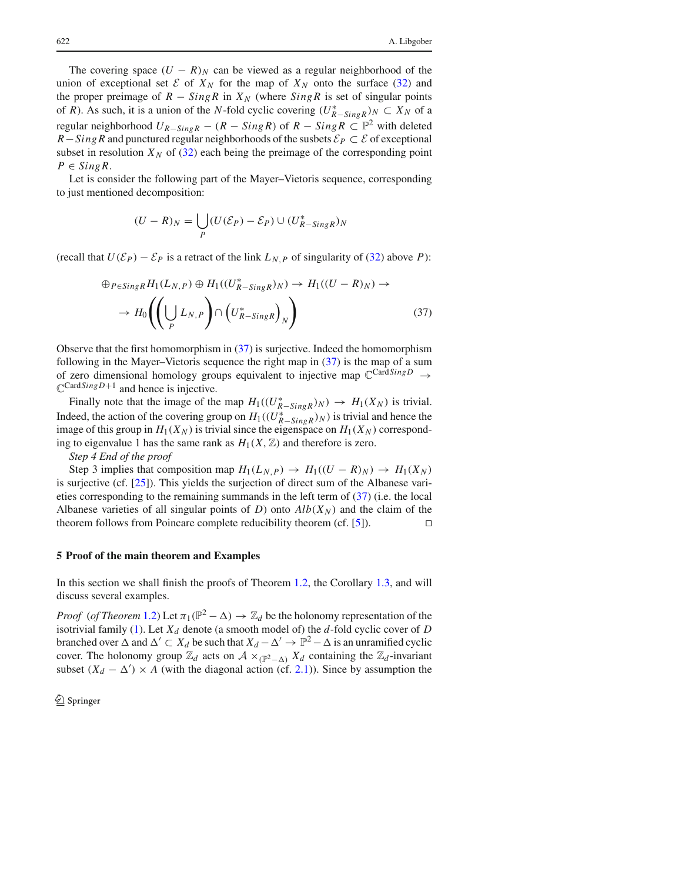The covering space $(U - R)_N$ can be viewed as a regular neighborhood of the union of exceptional set $\mathcal{E}$ of $X_N$ for the map of $X_N$ onto the surface (32) and the proper preimage of $R - Sing R$ in $X_N$ (where $Sing R$ is set of singular points of $R$). As such, it is a union of the $N$-fold cyclic covering $(U^*_{R-Sing R})_N \subset X_N$ of a regular neighborhood $U_{R-Sing R} - (R - Sing R)$ of $R - Sing R \subset \mathbb{P}^2$ with deleted $R - Sing R$ and punctured regular neighborhoods of the susbets $\mathcal{E}_P \subset \mathcal{E}$ of exceptional subset in resolution $X_N$ of (32) each being the preimage of the corresponding point $P \in Sing R$.

Let is consider the following part of the Mayer–Vietoris sequence, corresponding to just mentioned decomposition:

$$(U - R)_N = \bigcup_P (U(\mathcal{E}_P) - \mathcal{E}_P) \cup (U^*_{R-Sing R})_N$$

(recall that $U(\mathcal{E}_P) - \mathcal{E}_P$ is a retract of the link $L_{N,P}$ of singularity of (32) above $P$):

$$\begin{aligned}\oplus_{P \in Sing R} H_1(L_{N,P}) \oplus H_1((U^*_{R-Sing R})_N) \to H_1((U - R)_N) \to \\ \to H_0\left(\left(\bigcup_P L_{N,P}\right) \cap \left(U^*_{R-Sing R}\right)_N\right)\end{aligned} \tag{37}$$

Observe that the first homomorphism in (37) is surjective. Indeed the homomorphism following in the Mayer–Vietoris sequence the right map in (37) is the map of a sum of zero dimensional homology groups equivalent to injective map $\mathbb{C}^{\text{Card} Sing D} \to \mathbb{C}^{\text{Card} Sing D+1}$ and hence is injective.

Finally note that the image of the map $H_1((U^*_{R-Sing R})_N) \to H_1(X_N)$ is trivial. Indeed, the action of the covering group on $H_1((U^*_{R-Sing R})_N)$ is trivial and hence the image of this group in $H_1(X_N)$ is trivial since the eigenspace on $H_1(X_N)$ corresponding to eigenvalue 1 has the same rank as $H_1(X, \mathbb{Z})$ and therefore is zero.

*Step 4 End of the proof*

Step 3 implies that composition map $H_1(L_{N,P}) \to H_1((U - R)_N) \to H_1(X_N)$ is surjective (cf. [25]). This yields the surjection of direct sum of the Albanese varieties corresponding to the remaining summands in the left term of (37) (i.e. the local Albanese varieties of all singular points of $D$) onto $Alb(X_N)$ and the claim of the theorem follows from Poincare complete reducibility theorem (cf. [5]). □

## 5 Proof of the main theorem and Examples

In this section we shall finish the proofs of Theorem 1.2, the Corollary 1.3, and will discuss several examples.

*Proof* (*of Theorem* 1.2) Let $\pi_1(\mathbb{P}^2 - \Delta) \to \mathbb{Z}_d$ be the holonomy representation of the isotrivial family (1). Let $X_d$ denote (a smooth model of) the $d$-fold cyclic cover of $D$ branched over $\Delta$ and $\Delta' \subset X_d$ be such that $X_d - \Delta' \to \mathbb{P}^2 - \Delta$ is an unramified cyclic cover. The holonomy group $\mathbb{Z}_d$ acts on $\mathcal{A} \times_{(\mathbb{P}^2-\Delta)} X_d$ containing the $\mathbb{Z}_d$-invariant subset $(X_d - \Delta') \times A$ (with the diagonal action (cf. 2.1)). Since by assumption the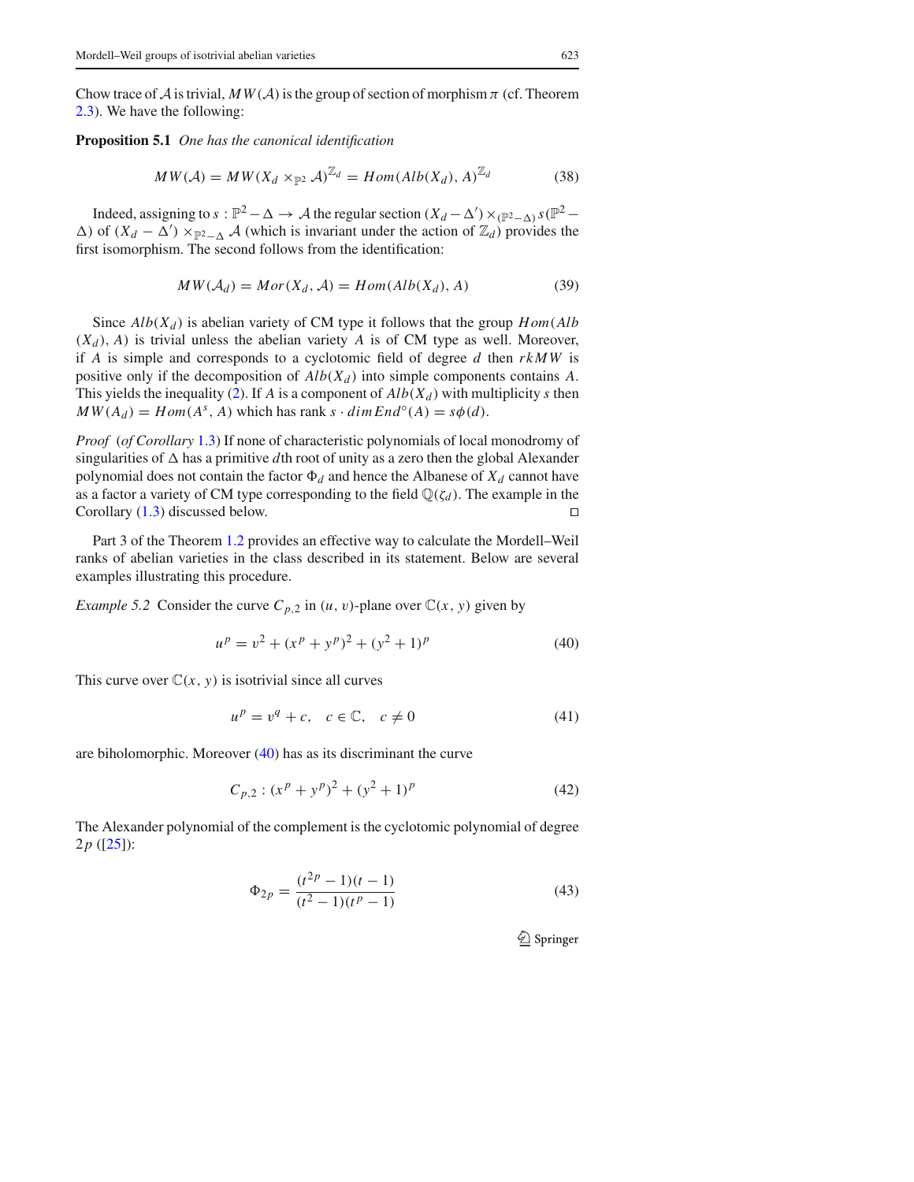Chow trace of $\mathcal{A}$ is trivial, $MW(\mathcal{A})$ is the group of section of morphism $\pi$ (cf. Theorem 2.3). We have the following:

**Proposition 5.1** *One has the canonical identification*

$$MW(\mathcal{A}) = MW(X_d \times_{\mathbb{P}^2} \mathcal{A})^{\mathbb{Z}_d} = Hom(Alb(X_d), A)^{\mathbb{Z}_d} \tag{38}$$

Indeed, assigning to $s : \mathbb{P}^2 - \Delta \to \mathcal{A}$ the regular section $(X_d - \Delta') \times_{(\mathbb{P}^2 - \Delta)} s(\mathbb{P}^2 - \Delta)$ of $(X_d - \Delta') \times_{\mathbb{P}^2 - \Delta} \mathcal{A}$ (which is invariant under the action of $\mathbb{Z}_d$) provides the first isomorphism. The second follows from the identification:

$$MW(\mathcal{A}_d) = Mor(X_d, \mathcal{A}) = Hom(Alb(X_d), A) \tag{39}$$

Since $Alb(X_d)$ is abelian variety of CM type it follows that the group $Hom(Alb(X_d), A)$ is trivial unless the abelian variety $A$ is of CM type as well. Moreover, if $A$ is simple and corresponds to a cyclotomic field of degree $d$ then $rkMW$ is positive only if the decomposition of $Alb(X_d)$ into simple components contains $A$. This yields the inequality (2). If $A$ is a component of $Alb(X_d)$ with multiplicity $s$ then $MW(A_d) = Hom(A^s, A)$ which has rank $s \cdot dim End^{\circ}(A) = s\phi(d)$.

*Proof* (*of Corollary* 1.3) If none of characteristic polynomials of local monodromy of singularities of $\Delta$ has a primitive $d$th root of unity as a zero then the global Alexander polynomial does not contain the factor $\Phi_d$ and hence the Albanese of $X_d$ cannot have as a factor a variety of CM type corresponding to the field $\mathbb{Q}(\zeta_d)$. The example in the Corollary (1.3) discussed below. □

Part 3 of the Theorem 1.2 provides an effective way to calculate the Mordell–Weil ranks of abelian varieties in the class described in its statement. Below are several examples illustrating this procedure.

*Example 5.2* Consider the curve $C_{p,2}$ in $(u, v)$-plane over $\mathbb{C}(x, y)$ given by

$$u^p = v^2 + (x^p + y^p)^2 + (y^2 + 1)^p \tag{40}$$

This curve over $\mathbb{C}(x, y)$ is isotrivial since all curves

$$u^p = v^q + c, \quad c \in \mathbb{C}, \quad c \neq 0 \tag{41}$$

are biholomorphic. Moreover (40) has as its discriminant the curve

$$C_{p,2} : (x^p + y^p)^2 + (y^2 + 1)^p \tag{42}$$

The Alexander polynomial of the complement is the cyclotomic polynomial of degree $2p$ ([25]):

$$\Phi_{2p} = \frac{(t^{2p} - 1)(t - 1)}{(t^2 - 1)(t^p - 1)} \tag{43}$$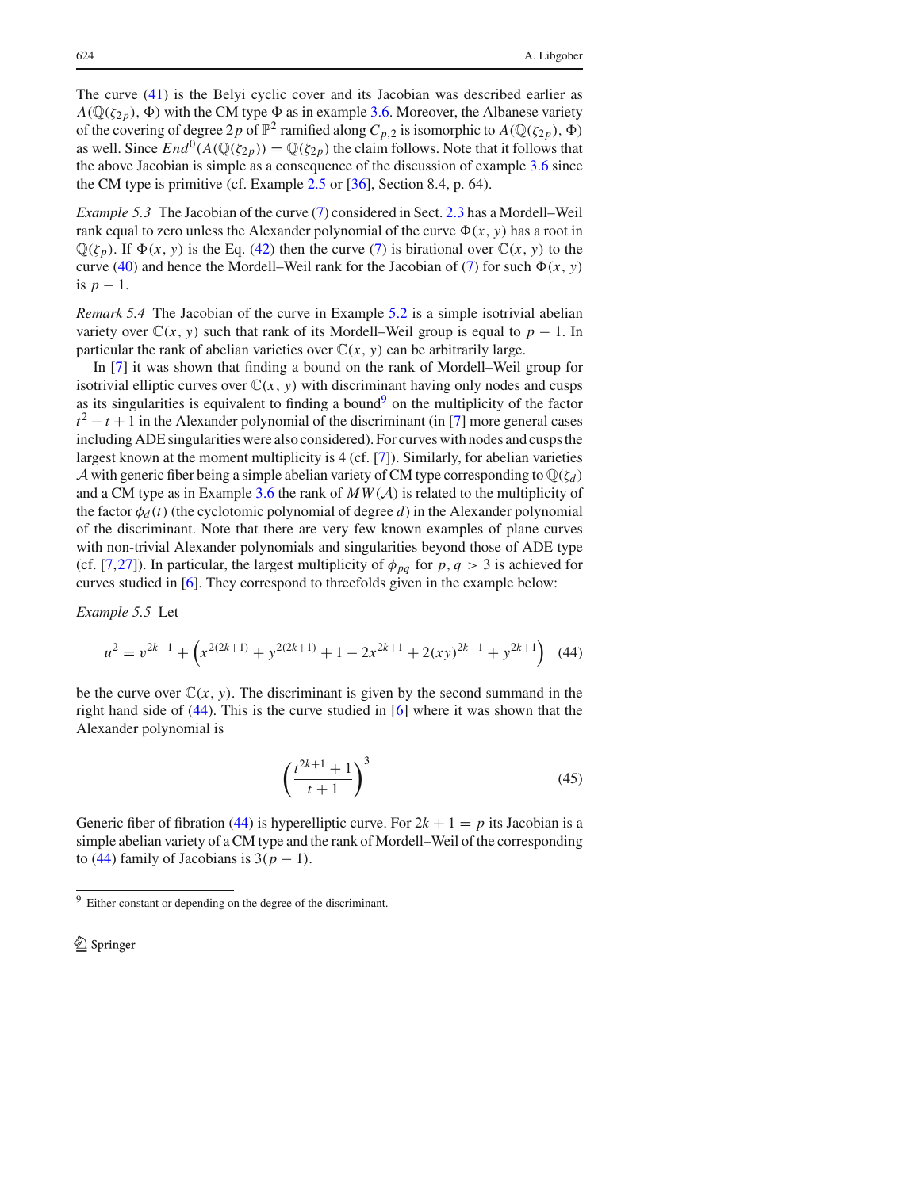The curve (41) is the Belyi cyclic cover and its Jacobian was described earlier as $A(\mathbb{Q}(\zeta_{2p}), \Phi)$ with the CM type $\Phi$ as in example 3.6. Moreover, the Albanese variety of the covering of degree $2p$ of $\mathbb{P}^2$ ramified along $C_{p,2}$ is isomorphic to $A(\mathbb{Q}(\zeta_{2p}), \Phi)$ as well. Since $End^0(A(\mathbb{Q}(\zeta_{2p})) = \mathbb{Q}(\zeta_{2p})$ the claim follows. Note that it follows that the above Jacobian is simple as a consequence of the discussion of example 3.6 since the CM type is primitive (cf. Example 2.5 or [36], Section 8.4, p. 64).

*Example 5.3* The Jacobian of the curve (7) considered in Sect. 2.3 has a Mordell–Weil rank equal to zero unless the Alexander polynomial of the curve $\Phi(x, y)$ has a root in $\mathbb{Q}(\zeta_p)$. If $\Phi(x, y)$ is the Eq. (42) then the curve (7) is birational over $\mathbb{C}(x, y)$ to the curve (40) and hence the Mordell–Weil rank for the Jacobian of (7) for such $\Phi(x, y)$ is $p - 1$.

*Remark 5.4* The Jacobian of the curve in Example 5.2 is a simple isotrivial abelian variety over $\mathbb{C}(x, y)$ such that rank of its Mordell–Weil group is equal to $p - 1$. In particular the rank of abelian varieties over $\mathbb{C}(x, y)$ can be arbitrarily large.

In [7] it was shown that finding a bound on the rank of Mordell–Weil group for isotrivial elliptic curves over $\mathbb{C}(x, y)$ with discriminant having only nodes and cusps as its singularities is equivalent to finding a bound[9] on the multiplicity of the factor $t^2 - t + 1$ in the Alexander polynomial of the discriminant (in [7] more general cases including ADE singularities were also considered). For curves with nodes and cusps the largest known at the moment multiplicity is 4 (cf. [7]). Similarly, for abelian varieties $\mathcal{A}$ with generic fiber being a simple abelian variety of CM type corresponding to $\mathbb{Q}(\zeta_d)$ and a CM type as in Example 3.6 the rank of $MW(\mathcal{A})$ is related to the multiplicity of the factor $\phi_d(t)$ (the cyclotomic polynomial of degree $d$) in the Alexander polynomial of the discriminant. Note that there are very few known examples of plane curves with non-trivial Alexander polynomials and singularities beyond those of ADE type (cf. [7,27]). In particular, the largest multiplicity of $\phi_{pq}$ for $p, q > 3$ is achieved for curves studied in [6]. They correspond to threefolds given in the example below:

*Example 5.5* Let

$$u^2 = v^{2k+1} + \left(x^{2(2k+1)} + y^{2(2k+1)} + 1 - 2x^{2k+1} + 2(xy)^{2k+1} + y^{2k+1}\right) \quad (44)$$

be the curve over $\mathbb{C}(x, y)$. The discriminant is given by the second summand in the right hand side of (44). This is the curve studied in [6] where it was shown that the Alexander polynomial is

$$\left(\frac{t^{2k+1} + 1}{t + 1}\right)^3 \quad (45)$$

Generic fiber of fibration (44) is hyperelliptic curve. For $2k + 1 = p$ its Jacobian is a simple abelian variety of a CM type and the rank of Mordell–Weil of the corresponding to (44) family of Jacobians is $3(p - 1)$.

[9] Either constant or depending on the degree of the discriminant.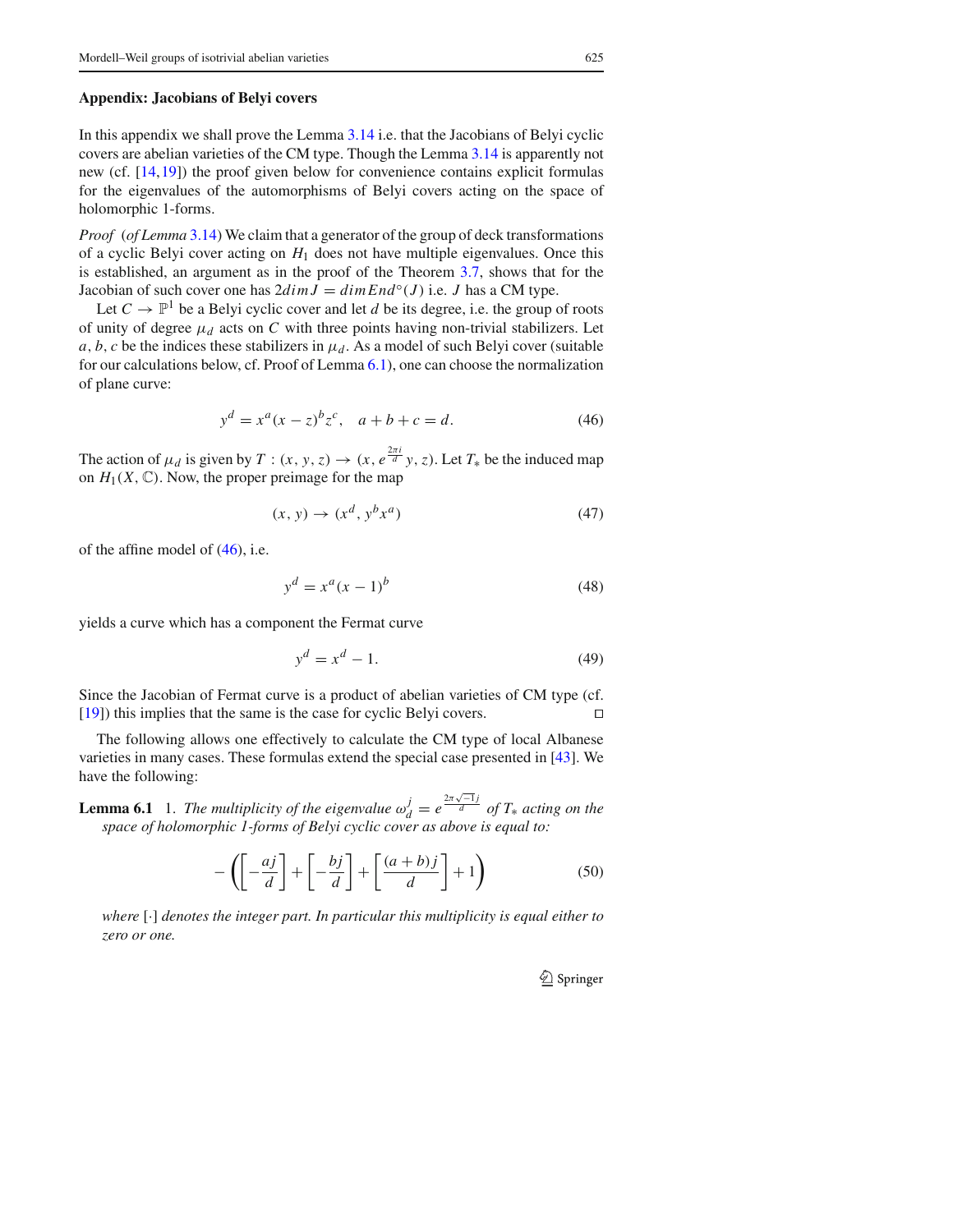## Appendix: Jacobians of Belyi covers

In this appendix we shall prove the Lemma 3.14 i.e. that the Jacobians of Belyi cyclic covers are abelian varieties of the CM type. Though the Lemma 3.14 is apparently not new (cf. [14,19]) the proof given below for convenience contains explicit formulas for the eigenvalues of the automorphisms of Belyi covers acting on the space of holomorphic 1-forms.

*Proof* (*of Lemma* 3.14) We claim that a generator of the group of deck transformations of a cyclic Belyi cover acting on $H_1$ does not have multiple eigenvalues. Once this is established, an argument as in the proof of the Theorem 3.7, shows that for the Jacobian of such cover one has $2 dim J = dim End^{\circ}(J)$ i.e. $J$ has a CM type.

Let $C \to \mathbb{P}^1$ be a Belyi cyclic cover and let $d$ be its degree, i.e. the group of roots of unity of degree $\mu_d$ acts on $C$ with three points having non-trivial stabilizers. Let $a, b, c$ be the indices these stabilizers in $\mu_d$. As a model of such Belyi cover (suitable for our calculations below, cf. Proof of Lemma 6.1), one can choose the normalization of plane curve:

$$y^d = x^a (x - z)^b z^c, \quad a + b + c = d. \tag{46}$$

The action of $\mu_d$ is given by $T : (x, y, z) \to (x, e^{\frac{2\pi i}{d}} y, z)$. Let $T_*$ be the induced map on $H_1(X, \mathbb{C})$. Now, the proper preimage for the map

$$(x, y) \to (x^d, y^b x^a) \tag{47}$$

of the affine model of (46), i.e.

$$y^d = x^a (x - 1)^b \tag{48}$$

yields a curve which has a component the Fermat curve

$$y^d = x^d - 1. \tag{49}$$

Since the Jacobian of Fermat curve is a product of abelian varieties of CM type (cf. [19]) this implies that the same is the case for cyclic Belyi covers. $\square$

The following allows one effectively to calculate the CM type of local Albanese varieties in many cases. These formulas extend the special case presented in [43]. We have the following:

**Lemma 6.1** 1. *The multiplicity of the eigenvalue* $\omega_d^j = e^{\frac{2\pi\sqrt{-1}j}{d}}$ *of* $T_*$ *acting on the space of holomorphic 1-forms of Belyi cyclic cover as above is equal to:*

$$-\left(\left[-\frac{aj}{d}\right] + \left[-\frac{bj}{d}\right] + \left[\frac{(a+b)j}{d}\right] + 1\right) \tag{50}$$

*where* $[\cdot]$ *denotes the integer part. In particular this multiplicity is equal either to zero or one.*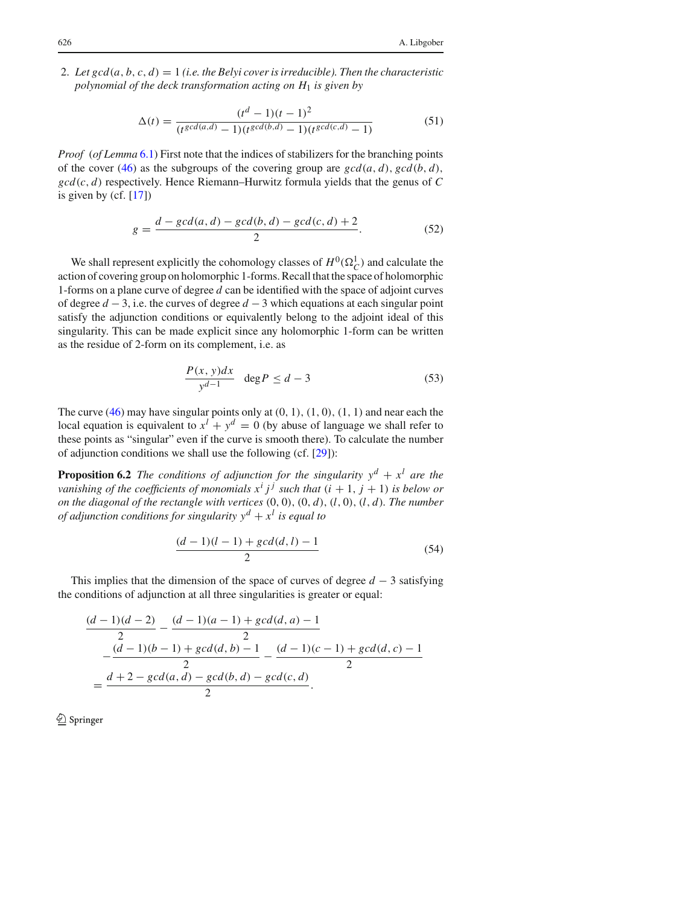2. *Let $gcd(a, b, c, d) = 1$ (i.e. the Belyi cover is irreducible). Then the characteristic polynomial of the deck transformation acting on $H_1$ is given by*

$$\Delta(t) = \frac{(t^d - 1)(t-1)^2}{(t^{gcd(a,d)} - 1)(t^{gcd(b,d)} - 1)(t^{gcd(c,d)} - 1)} \tag{51}$$

*Proof* (*of Lemma* 6.1) First note that the indices of stabilizers for the branching points of the cover (46) as the subgroups of the covering group are $gcd(a, d)$, $gcd(b, d)$, $gcd(c, d)$ respectively. Hence Riemann–Hurwitz formula yields that the genus of $C$ is given by (cf. [17])

$$g = \frac{d - gcd(a, d) - gcd(b, d) - gcd(c, d) + 2}{2}. \tag{52}$$

We shall represent explicitly the cohomology classes of $H^0(\Omega^1_C)$ and calculate the action of covering group on holomorphic 1-forms. Recall that the space of holomorphic 1-forms on a plane curve of degree $d$ can be identified with the space of adjoint curves of degree $d-3$, i.e. the curves of degree $d-3$ which equations at each singular point satisfy the adjunction conditions or equivalently belong to the adjoint ideal of this singularity. This can be made explicit since any holomorphic 1-form can be written as the residue of 2-form on its complement, i.e. as

$$\frac{P(x, y)dx}{y^{d-1}} \quad \deg P \le d-3 \tag{53}$$

The curve (46) may have singular points only at $(0, 1)$, $(1, 0)$, $(1, 1)$ and near each the local equation is equivalent to $x^l + y^d = 0$ (by abuse of language we shall refer to these points as "singular" even if the curve is smooth there). To calculate the number of adjunction conditions we shall use the following (cf. [29]):

**Proposition 6.2** *The conditions of adjunction for the singularity $y^d + x^l$ are the vanishing of the coefficients of monomials $x^i j^j$ such that $(i+1, j+1)$ is below or on the diagonal of the rectangle with vertices $(0, 0)$, $(0, d)$, $(l, 0)$, $(l, d)$. The number of adjunction conditions for singularity $y^d + x^l$ is equal to*

$$\frac{(d-1)(l-1) + gcd(d, l) - 1}{2} \tag{54}$$

This implies that the dimension of the space of curves of degree $d-3$ satisfying the conditions of adjunction at all three singularities is greater or equal:

$$\begin{aligned}
&\frac{(d-1)(d-2)}{2} - \frac{(d-1)(a-1) + gcd(d, a) - 1}{2} \\
&\quad - \frac{(d-1)(b-1) + gcd(d, b) - 1}{2} - \frac{(d-1)(c-1) + gcd(d, c) - 1}{2} \\
&= \frac{d + 2 - gcd(a, d) - gcd(b, d) - gcd(c, d)}{2}.
\end{aligned}$$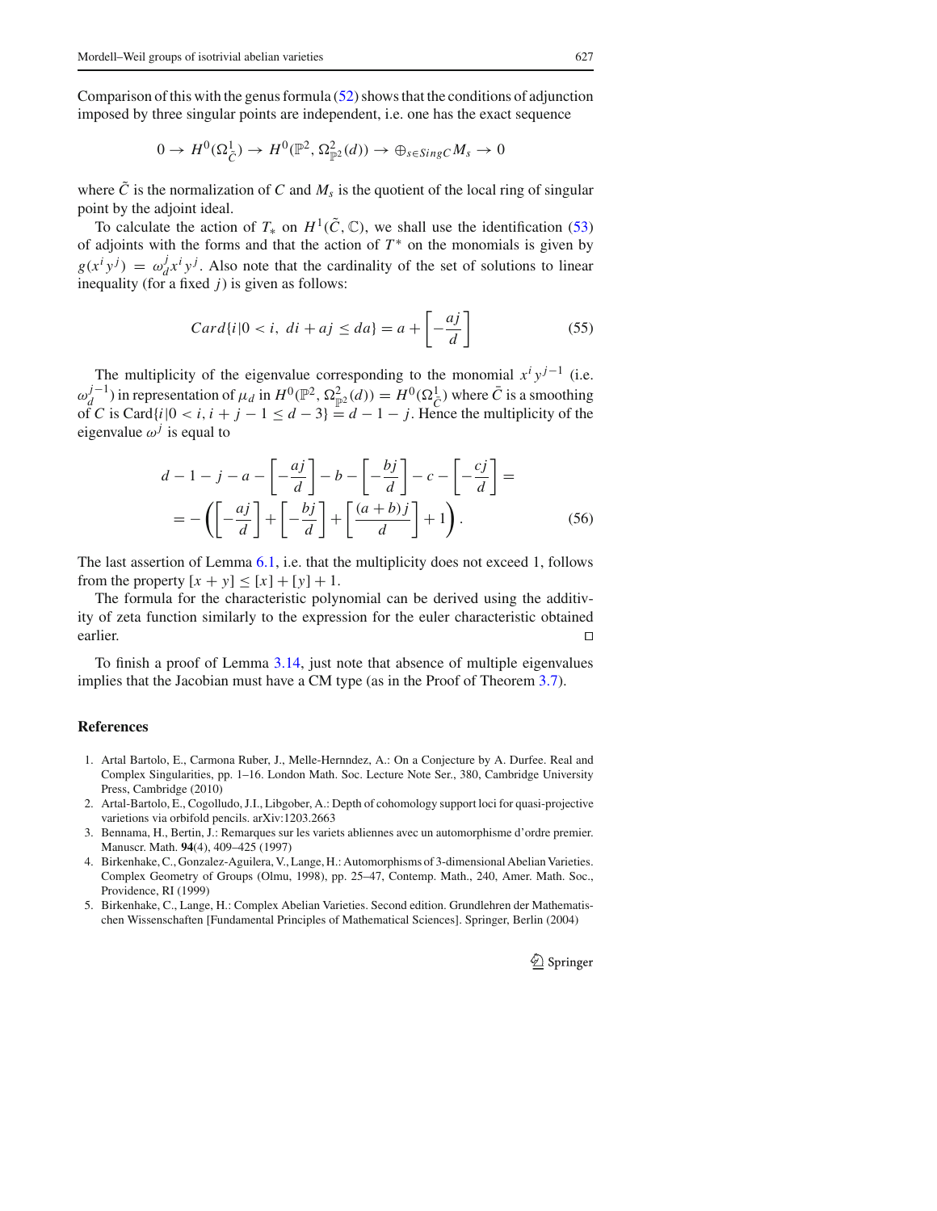Comparison of this with the genus formula (52) shows that the conditions of adjunction imposed by three singular points are independent, i.e. one has the exact sequence

$$0 \to H^0(\Omega^1_{\tilde{C}}) \to H^0(\mathbb{P}^2, \Omega^2_{\mathbb{P}^2}(d)) \to \oplus_{s \in SingC} M_s \to 0$$

where $\tilde{C}$ is the normalization of $C$ and $M_s$ is the quotient of the local ring of singular point by the adjoint ideal.

To calculate the action of $T_*$ on $H^1(\tilde{C}, \mathbb{C})$, we shall use the identification (53) of adjoints with the forms and that the action of $T^*$ on the monomials is given by $g(x^i y^j) = \omega_d^j x^i y^j$. Also note that the cardinality of the set of solutions to linear inequality (for a fixed $j$) is given as follows:

$$Card\{i | 0 < i,\ di + aj \le da\} = a + \left[-\frac{aj}{d}\right] \tag{55}$$

The multiplicity of the eigenvalue corresponding to the monomial $x^i y^{j-1}$ (i.e. $\omega_d^{j-1}$) in representation of $\mu_d$ in $H^0(\mathbb{P}^2, \Omega^2_{\mathbb{P}^2}(d)) = H^0(\Omega^1_{\tilde{C}})$ where $\tilde{C}$ is a smoothing of $C$ is $\mathrm{Card}\{i | 0 < i, i + j - 1 \le d - 3\} = d - 1 - j$. Hence the multiplicity of the eigenvalue $\omega^j$ is equal to

$$\begin{aligned} d - 1 - j - a - \left[-\frac{aj}{d}\right] - b - \left[-\frac{bj}{d}\right] - c - \left[-\frac{cj}{d}\right] = \\ = -\left(\left[-\frac{aj}{d}\right] + \left[-\frac{bj}{d}\right] + \left[\frac{(a+b)j}{d}\right] + 1\right). \end{aligned} \tag{56}$$

The last assertion of Lemma 6.1, i.e. that the multiplicity does not exceed 1, follows from the property $[x + y] \le [x] + [y] + 1$.

The formula for the characteristic polynomial can be derived using the additivity of zeta function similarly to the expression for the euler characteristic obtained earlier. ◻

To finish a proof of Lemma 3.14, just note that absence of multiple eigenvalues implies that the Jacobian must have a CM type (as in the Proof of Theorem 3.7).

## References

1. Artal Bartolo, E., Carmona Ruber, J., Melle-Hernndez, A.: On a Conjecture by A. Durfee. Real and Complex Singularities, pp. 1–16. London Math. Soc. Lecture Note Ser., 380, Cambridge University Press, Cambridge (2010)
2. Artal-Bartolo, E., Cogolludo, J.I., Libgober, A.: Depth of cohomology support loci for quasi-projective varietions via orbifold pencils. arXiv:1203.2663
3. Bennama, H., Bertin, J.: Remarques sur les variets abliennes avec un automorphisme d'ordre premier. Manuscr. Math. **94**(4), 409–425 (1997)
4. Birkenhake, C., Gonzalez-Aguilera, V., Lange, H.: Automorphisms of 3-dimensional Abelian Varieties. Complex Geometry of Groups (Olmu, 1998), pp. 25–47, Contemp. Math., 240, Amer. Math. Soc., Providence, RI (1999)
5. Birkenhake, C., Lange, H.: Complex Abelian Varieties. Second edition. Grundlehren der Mathematischen Wissenschaften [Fundamental Principles of Mathematical Sciences]. Springer, Berlin (2004)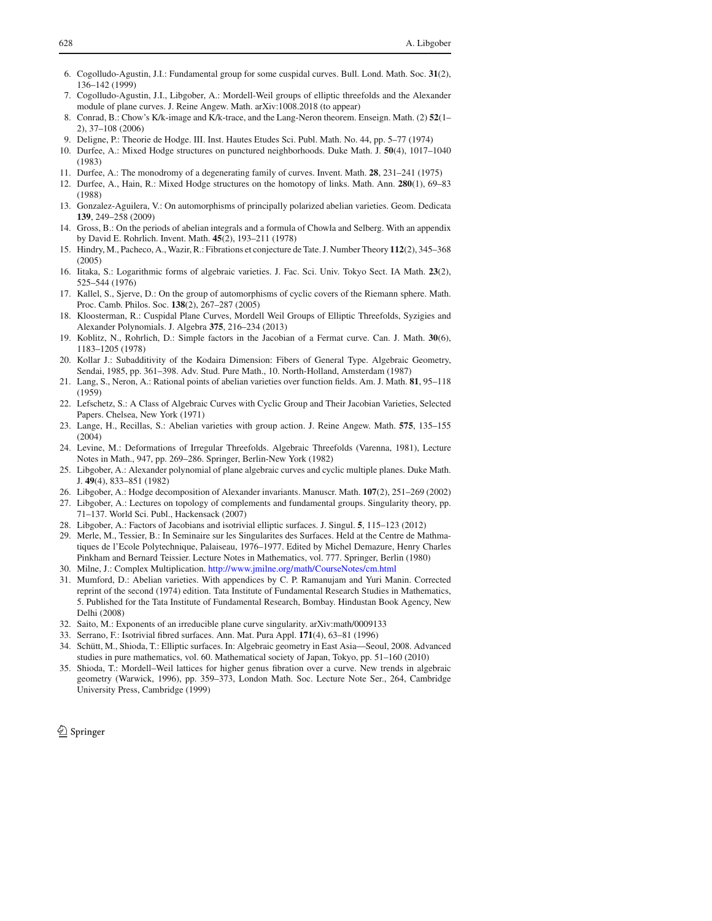6. Cogolludo-Agustin, J.I.: Fundamental group for some cuspidal curves. Bull. Lond. Math. Soc. **31**(2), 136–142 (1999)
7. Cogolludo-Agustin, J.I., Libgober, A.: Mordell-Weil groups of elliptic threefolds and the Alexander module of plane curves. J. Reine Angew. Math. arXiv:1008.2018 (to appear)
8. Conrad, B.: Chow's K/k-image and K/k-trace, and the Lang-Neron theorem. Enseign. Math. (2) **52**(1–2), 37–108 (2006)
9. Deligne, P.: Theorie de Hodge. III. Inst. Hautes Etudes Sci. Publ. Math. No. 44, pp. 5–77 (1974)
10. Durfee, A.: Mixed Hodge structures on punctured neighborhoods. Duke Math. J. **50**(4), 1017–1040 (1983)
11. Durfee, A.: The monodromy of a degenerating family of curves. Invent. Math. **28**, 231–241 (1975)
12. Durfee, A., Hain, R.: Mixed Hodge structures on the homotopy of links. Math. Ann. **280**(1), 69–83 (1988)
13. Gonzalez-Aguilera, V.: On automorphisms of principally polarized abelian varieties. Geom. Dedicata **139**, 249–258 (2009)
14. Gross, B.: On the periods of abelian integrals and a formula of Chowla and Selberg. With an appendix by David E. Rohrlich. Invent. Math. **45**(2), 193–211 (1978)
15. Hindry, M., Pacheco, A., Wazir, R.: Fibrations et conjecture de Tate. J. Number Theory **112**(2), 345–368 (2005)
16. Iitaka, S.: Logarithmic forms of algebraic varieties. J. Fac. Sci. Univ. Tokyo Sect. IA Math. **23**(2), 525–544 (1976)
17. Kallel, S., Sjerve, D.: On the group of automorphisms of cyclic covers of the Riemann sphere. Math. Proc. Camb. Philos. Soc. **138**(2), 267–287 (2005)
18. Kloosterman, R.: Cuspidal Plane Curves, Mordell Weil Groups of Elliptic Threefolds, Syzigies and Alexander Polynomials. J. Algebra **375**, 216–234 (2013)
19. Koblitz, N., Rohrlich, D.: Simple factors in the Jacobian of a Fermat curve. Can. J. Math. **30**(6), 1183–1205 (1978)
20. Kollar J.: Subadditivity of the Kodaira Dimension: Fibers of General Type. Algebraic Geometry, Sendai, 1985, pp. 361–398. Adv. Stud. Pure Math., 10. North-Holland, Amsterdam (1987)
21. Lang, S., Neron, A.: Rational points of abelian varieties over function fields. Am. J. Math. **81**, 95–118 (1959)
22. Lefschetz, S.: A Class of Algebraic Curves with Cyclic Group and Their Jacobian Varieties, Selected Papers. Chelsea, New York (1971)
23. Lange, H., Recillas, S.: Abelian varieties with group action. J. Reine Angew. Math. **575**, 135–155 (2004)
24. Levine, M.: Deformations of Irregular Threefolds. Algebraic Threefolds (Varenna, 1981), Lecture Notes in Math., 947, pp. 269–286. Springer, Berlin-New York (1982)
25. Libgober, A.: Alexander polynomial of plane algebraic curves and cyclic multiple planes. Duke Math. J. **49**(4), 833–851 (1982)
26. Libgober, A.: Hodge decomposition of Alexander invariants. Manuscr. Math. **107**(2), 251–269 (2002)
27. Libgober, A.: Lectures on topology of complements and fundamental groups. Singularity theory, pp. 71–137. World Sci. Publ., Hackensack (2007)
28. Libgober, A.: Factors of Jacobians and isotrivial elliptic surfaces. J. Singul. **5**, 115–123 (2012)
29. Merle, M., Tessier, B.: In Seminaire sur les Singularites des Surfaces. Held at the Centre de Mathmatiques de l'Ecole Polytechnique, Palaiseau, 1976–1977. Edited by Michel Demazure, Henry Charles Pinkham and Bernard Teissier. Lecture Notes in Mathematics, vol. 777. Springer, Berlin (1980)
30. Milne, J.: Complex Multiplication. http://www.jmilne.org/math/CourseNotes/cm.html
31. Mumford, D.: Abelian varieties. With appendices by C. P. Ramanujam and Yuri Manin. Corrected reprint of the second (1974) edition. Tata Institute of Fundamental Research Studies in Mathematics, 5. Published for the Tata Institute of Fundamental Research, Bombay. Hindustan Book Agency, New Delhi (2008)
32. Saito, M.: Exponents of an irreducible plane curve singularity. arXiv:math/0009133
33. Serrano, F.: Isotrivial fibred surfaces. Ann. Mat. Pura Appl. **171**(4), 63–81 (1996)
34. Schütt, M., Shioda, T.: Elliptic surfaces. In: Algebraic geometry in East Asia—Seoul, 2008. Advanced studies in pure mathematics, vol. 60. Mathematical society of Japan, Tokyo, pp. 51–160 (2010)
35. Shioda, T.: Mordell–Weil lattices for higher genus fibration over a curve. New trends in algebraic geometry (Warwick, 1996), pp. 359–373, London Math. Soc. Lecture Note Ser., 264, Cambridge University Press, Cambridge (1999)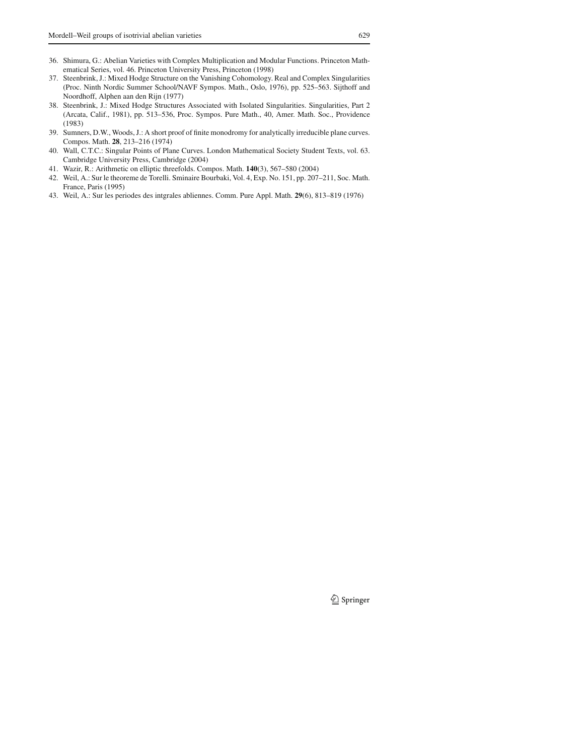36. Shimura, G.: Abelian Varieties with Complex Multiplication and Modular Functions. Princeton Mathematical Series, vol. 46. Princeton University Press, Princeton (1998)
37. Steenbrink, J.: Mixed Hodge Structure on the Vanishing Cohomology. Real and Complex Singularities (Proc. Ninth Nordic Summer School/NAVF Sympos. Math., Oslo, 1976), pp. 525–563. Sijthoff and Noordhoff, Alphen aan den Rijn (1977)
38. Steenbrink, J.: Mixed Hodge Structures Associated with Isolated Singularities. Singularities, Part 2 (Arcata, Calif., 1981), pp. 513–536, Proc. Sympos. Pure Math., 40, Amer. Math. Soc., Providence (1983)
39. Sumners, D.W., Woods, J.: A short proof of finite monodromy for analytically irreducible plane curves. Compos. Math. **28**, 213–216 (1974)
40. Wall, C.T.C.: Singular Points of Plane Curves. London Mathematical Society Student Texts, vol. 63. Cambridge University Press, Cambridge (2004)
41. Wazir, R.: Arithmetic on elliptic threefolds. Compos. Math. **140**(3), 567–580 (2004)
42. Weil, A.: Sur le theoreme de Torelli. Sminaire Bourbaki, Vol. 4, Exp. No. 151, pp. 207–211, Soc. Math. France, Paris (1995)
43. Weil, A.: Sur les periodes des intgrales abliennes. Comm. Pure Appl. Math. **29**(6), 813–819 (1976)